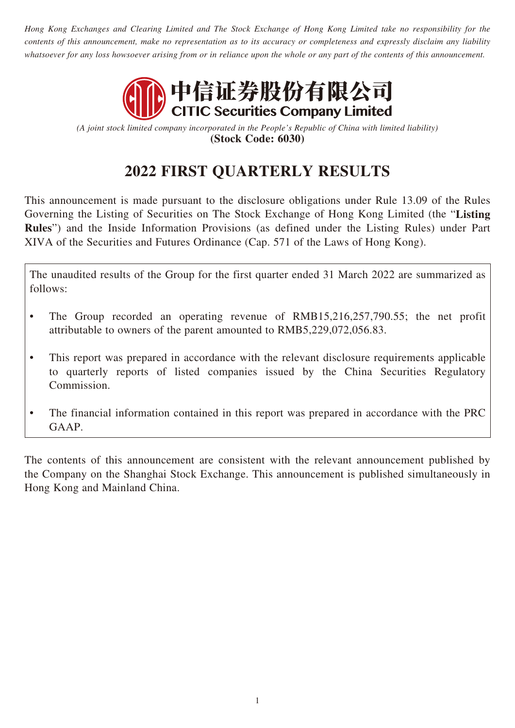*Hong Kong Exchanges and Clearing Limited and The Stock Exchange of Hong Kong Limited take no responsibility for the contents of this announcement, make no representation as to its accuracy or completeness and expressly disclaim any liability whatsoever for any loss howsoever arising from or in reliance upon the whole or any part of the contents of this announcement.*

中信证券股份有限公司
**CITIC Securities Company Limited**

*(A joint stock limited company incorporated in the People's Republic of China with limited liability)*
**(Stock Code: 6030)**

# 2022 FIRST QUARTERLY RESULTS

This announcement is made pursuant to the disclosure obligations under Rule 13.09 of the Rules Governing the Listing of Securities on The Stock Exchange of Hong Kong Limited (the "**Listing Rules**") and the Inside Information Provisions (as defined under the Listing Rules) under Part XIVA of the Securities and Futures Ordinance (Cap. 571 of the Laws of Hong Kong).

The unaudited results of the Group for the first quarter ended 31 March 2022 are summarized as follows:

- The Group recorded an operating revenue of RMB15,216,257,790.55; the net profit attributable to owners of the parent amounted to RMB5,229,072,056.83.
- This report was prepared in accordance with the relevant disclosure requirements applicable to quarterly reports of listed companies issued by the China Securities Regulatory Commission.
- The financial information contained in this report was prepared in accordance with the PRC GAAP.

The contents of this announcement are consistent with the relevant announcement published by the Company on the Shanghai Stock Exchange. This announcement is published simultaneously in Hong Kong and Mainland China.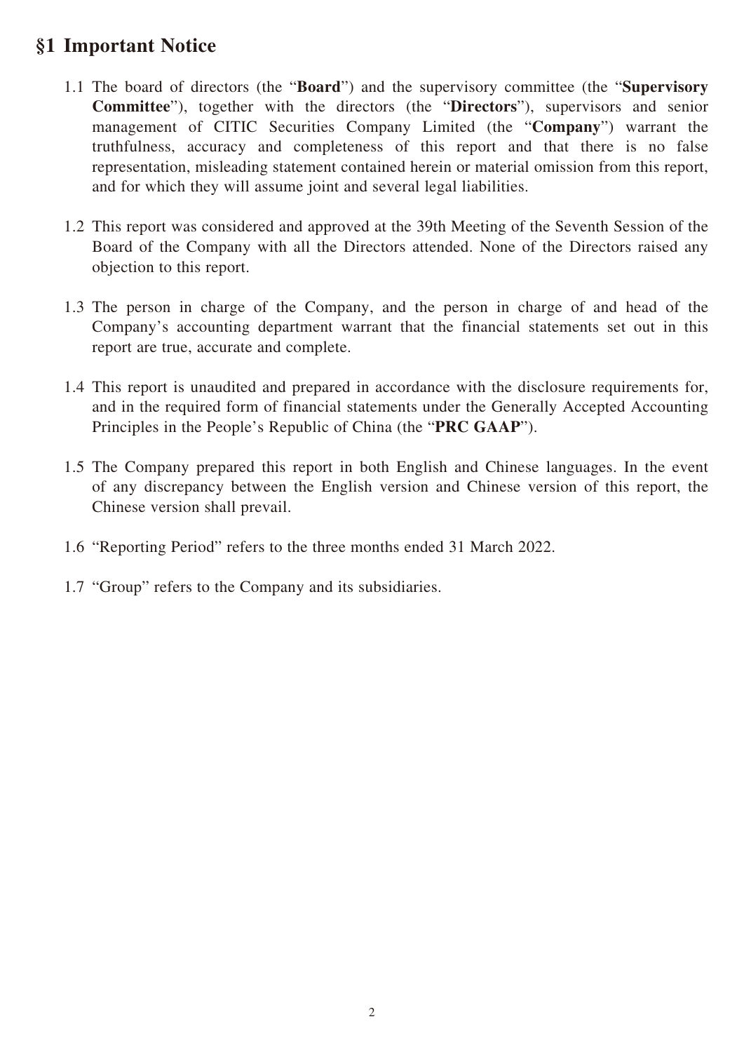# §1 Important Notice

1.1 The board of directors (the "**Board**") and the supervisory committee (the "**Supervisory Committee**"), together with the directors (the "**Directors**"), supervisors and senior management of CITIC Securities Company Limited (the "**Company**") warrant the truthfulness, accuracy and completeness of this report and that there is no false representation, misleading statement contained herein or material omission from this report, and for which they will assume joint and several legal liabilities.

1.2 This report was considered and approved at the 39th Meeting of the Seventh Session of the Board of the Company with all the Directors attended. None of the Directors raised any objection to this report.

1.3 The person in charge of the Company, and the person in charge of and head of the Company's accounting department warrant that the financial statements set out in this report are true, accurate and complete.

1.4 This report is unaudited and prepared in accordance with the disclosure requirements for, and in the required form of financial statements under the Generally Accepted Accounting Principles in the People's Republic of China (the "**PRC GAAP**").

1.5 The Company prepared this report in both English and Chinese languages. In the event of any discrepancy between the English version and Chinese version of this report, the Chinese version shall prevail.

1.6 "Reporting Period" refers to the three months ended 31 March 2022.

1.7 "Group" refers to the Company and its subsidiaries.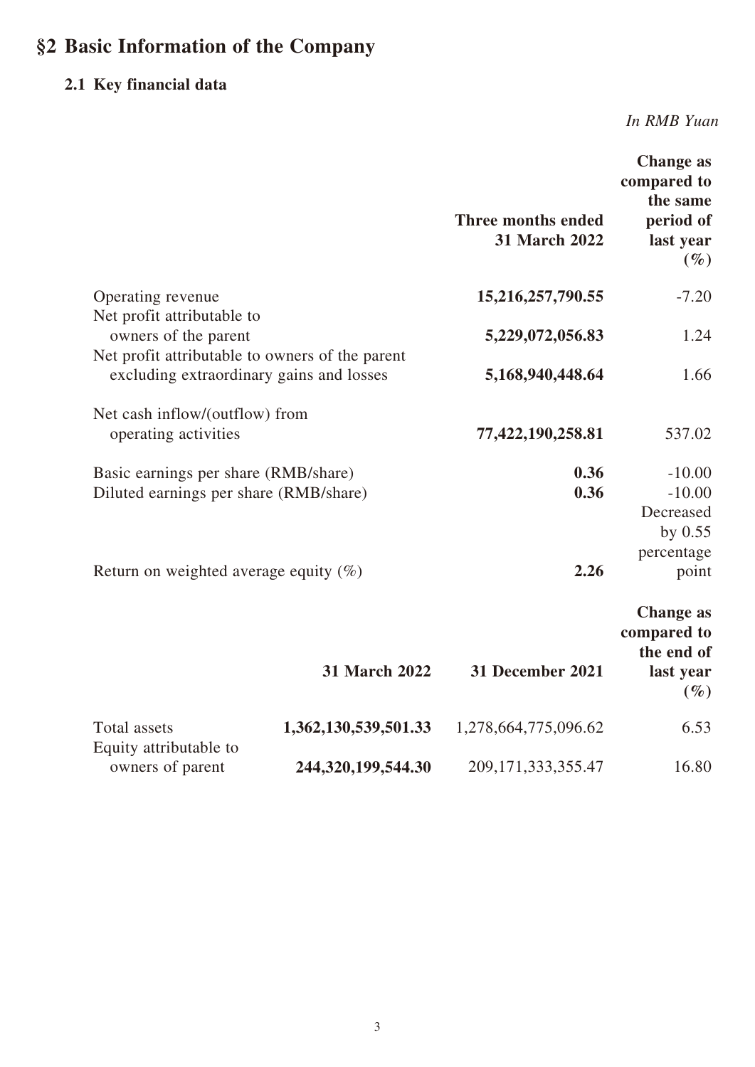# §2 Basic Information of the Company

## 2.1 Key financial data

*In RMB Yuan*

| | Three months ended 31 March 2022 | Change as compared to the same period of last year (%) |
|---|---|---|
| Operating revenue | **15,216,257,790.55** | -7.20 |
| Net profit attributable to owners of the parent | **5,229,072,056.83** | 1.24 |
| Net profit attributable to owners of the parent excluding extraordinary gains and losses | **5,168,940,448.64** | 1.66 |
| Net cash inflow/(outflow) from operating activities | **77,422,190,258.81** | 537.02 |
| Basic earnings per share (RMB/share) | **0.36** | -10.00 |
| Diluted earnings per share (RMB/share) | **0.36** | -10.00 |
| Return on weighted average equity (%) | **2.26** | Decreased by 0.55 percentage point |

| | 31 March 2022 | 31 December 2021 | Change as compared to the end of last year (%) |
|---|---|---|---|
| Total assets | **1,362,130,539,501.33** | 1,278,664,775,096.62 | 6.53 |
| Equity attributable to owners of parent | **244,320,199,544.30** | 209,171,333,355.47 | 16.80 |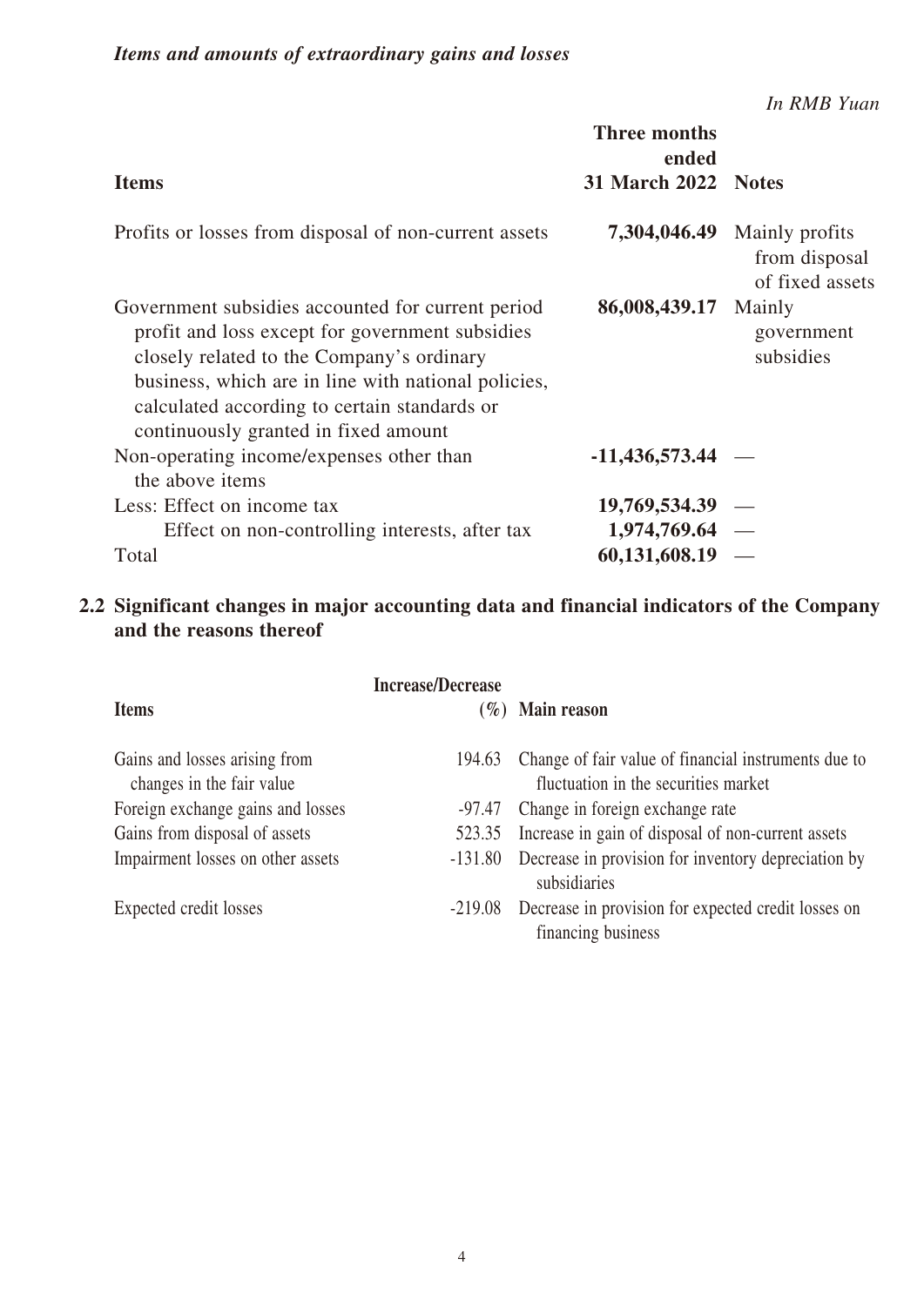***Items and amounts of extraordinary gains and losses***

*In RMB Yuan*

| Items | Three months ended 31 March 2022 | Notes |
|---|---|---|
| Profits or losses from disposal of non-current assets | **7,304,046.49** | Mainly profits from disposal of fixed assets |
| Government subsidies accounted for current period profit and loss except for government subsidies closely related to the Company's ordinary business, which are in line with national policies, calculated according to certain standards or continuously granted in fixed amount | **86,008,439.17** | Mainly government subsidies |
| Non-operating income/expenses other than the above items | **-11,436,573.44** | — |
| Less: Effect on income tax | **19,769,534.39** | — |
| Effect on non-controlling interests, after tax | **1,974,769.64** | — |
| Total | **60,131,608.19** | — |

## 2.2 Significant changes in major accounting data and financial indicators of the Company and the reasons thereof

| Items | Increase/Decrease (%) | Main reason |
|---|---|---|
| Gains and losses arising from changes in the fair value | 194.63 | Change of fair value of financial instruments due to fluctuation in the securities market |
| Foreign exchange gains and losses | -97.47 | Change in foreign exchange rate |
| Gains from disposal of assets | 523.35 | Increase in gain of disposal of non-current assets |
| Impairment losses on other assets | -131.80 | Decrease in provision for inventory depreciation by subsidiaries |
| Expected credit losses | -219.08 | Decrease in provision for expected credit losses on financing business |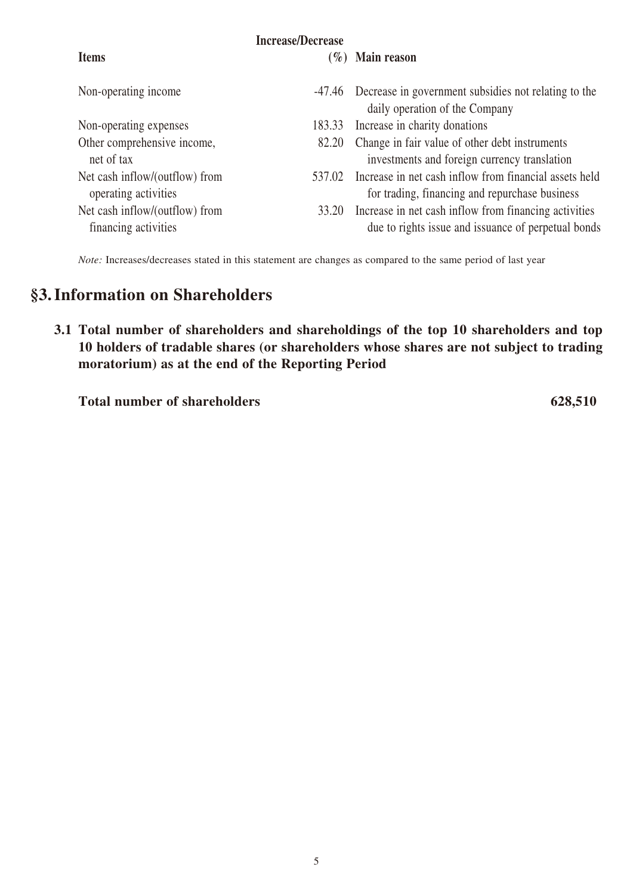| Items | Increase/Decrease (%) | Main reason |
|---|---|---|
| Non-operating income | -47.46 | Decrease in government subsidies not relating to the daily operation of the Company |
| Non-operating expenses | 183.33 | Increase in charity donations |
| Other comprehensive income, net of tax | 82.20 | Change in fair value of other debt instruments investments and foreign currency translation |
| Net cash inflow/(outflow) from operating activities | 537.02 | Increase in net cash inflow from financial assets held for trading, financing and repurchase business |
| Net cash inflow/(outflow) from financing activities | 33.20 | Increase in net cash inflow from financing activities due to rights issue and issuance of perpetual bonds |

*Note:* Increases/decreases stated in this statement are changes as compared to the same period of last year

# §3. Information on Shareholders

## 3.1 Total number of shareholders and shareholdings of the top 10 shareholders and top 10 holders of tradable shares (or shareholders whose shares are not subject to trading moratorium) as at the end of the Reporting Period

**Total number of shareholders** **628,510**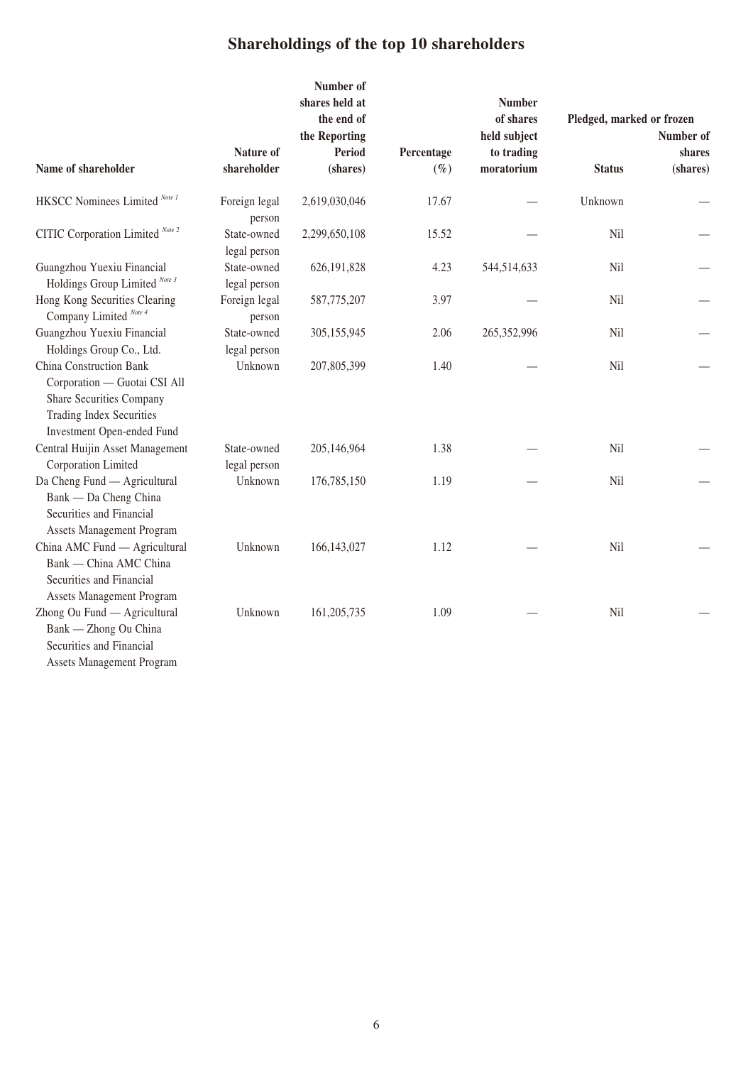# Shareholdings of the top 10 shareholders

| Name of shareholder | Nature of shareholder | Number of shares held at the end of the Reporting Period (shares) | Percentage (%) | Number of shares held subject to trading moratorium | Pledged, marked or frozen | |
|---|---|---|---|---|---|---|
| | | | | | Status | Number of shares (shares) |
| HKSCC Nominees Limited [Note 1] | Foreign legal person | 2,619,030,046 | 17.67 | — | Unknown | — |
| CITIC Corporation Limited [Note 2] | State-owned legal person | 2,299,650,108 | 15.52 | — | Nil | — |
| Guangzhou Yuexiu Financial Holdings Group Limited [Note 3] | State-owned legal person | 626,191,828 | 4.23 | 544,514,633 | Nil | — |
| Hong Kong Securities Clearing Company Limited [Note 4] | Foreign legal person | 587,775,207 | 3.97 | — | Nil | — |
| Guangzhou Yuexiu Financial Holdings Group Co., Ltd. | State-owned legal person | 305,155,945 | 2.06 | 265,352,996 | Nil | — |
| China Construction Bank Corporation — Guotai CSI All Share Securities Company Trading Index Securities Investment Open-ended Fund | Unknown | 207,805,399 | 1.40 | — | Nil | — |
| Central Huijin Asset Management Corporation Limited | State-owned legal person | 205,146,964 | 1.38 | — | Nil | — |
| Da Cheng Fund — Agricultural Bank — Da Cheng China Securities and Financial Assets Management Program | Unknown | 176,785,150 | 1.19 | — | Nil | — |
| China AMC Fund — Agricultural Bank — China AMC China Securities and Financial Assets Management Program | Unknown | 166,143,027 | 1.12 | — | Nil | — |
| Zhong Ou Fund — Agricultural Bank — Zhong Ou China Securities and Financial Assets Management Program | Unknown | 161,205,735 | 1.09 | — | Nil | — |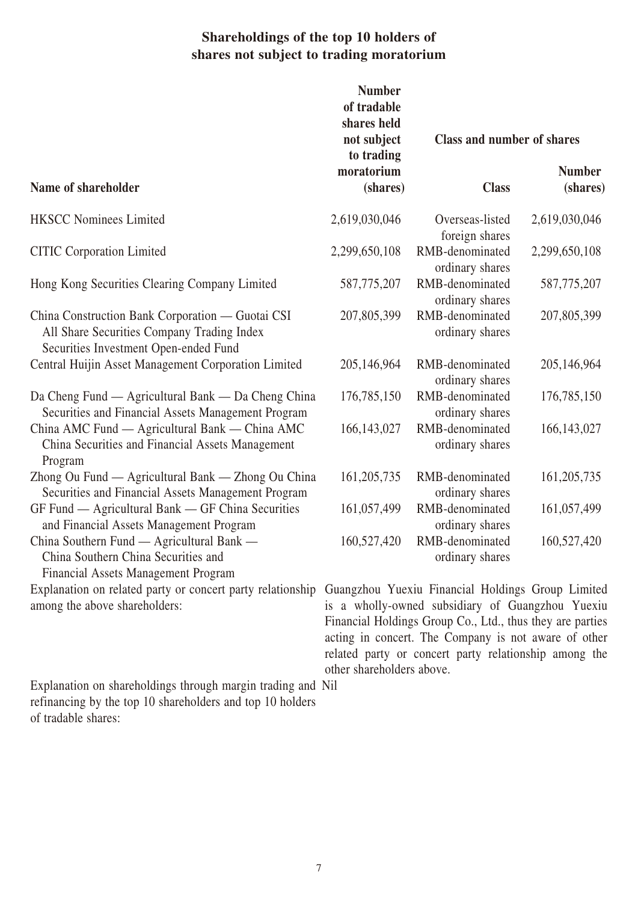## Shareholdings of the top 10 holders of shares not subject to trading moratorium

| Name of shareholder | Number of tradable shares held not subject to trading moratorium (shares) | Class and number of shares | |
|---|---|---|---|
| | | Class | Number (shares) |
| HKSCC Nominees Limited | 2,619,030,046 | Overseas-listed foreign shares | 2,619,030,046 |
| CITIC Corporation Limited | 2,299,650,108 | RMB-denominated ordinary shares | 2,299,650,108 |
| Hong Kong Securities Clearing Company Limited | 587,775,207 | RMB-denominated ordinary shares | 587,775,207 |
| China Construction Bank Corporation — Guotai CSI All Share Securities Company Trading Index Securities Investment Open-ended Fund | 207,805,399 | RMB-denominated ordinary shares | 207,805,399 |
| Central Huijin Asset Management Corporation Limited | 205,146,964 | RMB-denominated ordinary shares | 205,146,964 |
| Da Cheng Fund — Agricultural Bank — Da Cheng China Securities and Financial Assets Management Program | 176,785,150 | RMB-denominated ordinary shares | 176,785,150 |
| China AMC Fund — Agricultural Bank — China AMC China Securities and Financial Assets Management Program | 166,143,027 | RMB-denominated ordinary shares | 166,143,027 |
| Zhong Ou Fund — Agricultural Bank — Zhong Ou China Securities and Financial Assets Management Program | 161,205,735 | RMB-denominated ordinary shares | 161,205,735 |
| GF Fund — Agricultural Bank — GF China Securities and Financial Assets Management Program | 161,057,499 | RMB-denominated ordinary shares | 161,057,499 |
| China Southern Fund — Agricultural Bank — China Southern China Securities and Financial Assets Management Program | 160,527,420 | RMB-denominated ordinary shares | 160,527,420 |
| Explanation on related party or concert party relationship among the above shareholders: | Guangzhou Yuexiu Financial Holdings Group Limited is a wholly-owned subsidiary of Guangzhou Yuexiu Financial Holdings Group Co., Ltd., thus they are parties acting in concert. The Company is not aware of other related party or concert party relationship among the other shareholders above. | | |
| Explanation on shareholdings through margin trading and refinancing by the top 10 shareholders and top 10 holders of tradable shares: | Nil | | |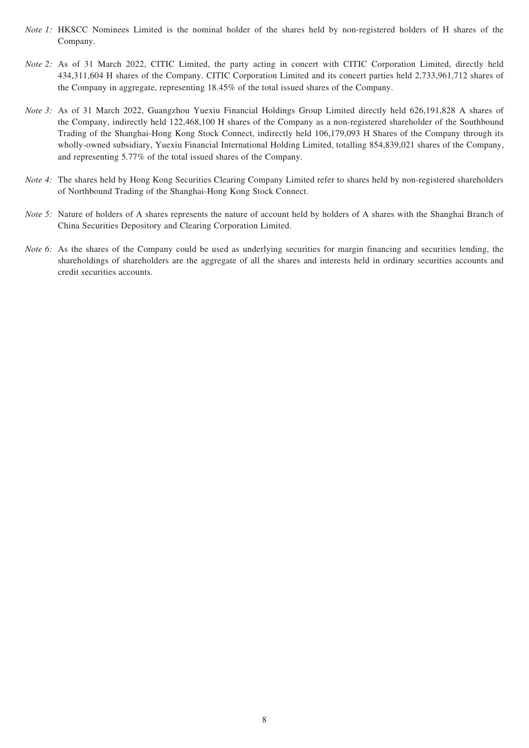*Note 1:* HKSCC Nominees Limited is the nominal holder of the shares held by non-registered holders of H shares of the Company.

*Note 2:* As of 31 March 2022, CITIC Limited, the party acting in concert with CITIC Corporation Limited, directly held 434,311,604 H shares of the Company. CITIC Corporation Limited and its concert parties held 2,733,961,712 shares of the Company in aggregate, representing 18.45% of the total issued shares of the Company.

*Note 3:* As of 31 March 2022, Guangzhou Yuexiu Financial Holdings Group Limited directly held 626,191,828 A shares of the Company, indirectly held 122,468,100 H shares of the Company as a non-registered shareholder of the Southbound Trading of the Shanghai-Hong Kong Stock Connect, indirectly held 106,179,093 H Shares of the Company through its wholly-owned subsidiary, Yuexiu Financial International Holding Limited, totalling 854,839,021 shares of the Company, and representing 5.77% of the total issued shares of the Company.

*Note 4:* The shares held by Hong Kong Securities Clearing Company Limited refer to shares held by non-registered shareholders of Northbound Trading of the Shanghai-Hong Kong Stock Connect.

*Note 5:* Nature of holders of A shares represents the nature of account held by holders of A shares with the Shanghai Branch of China Securities Depository and Clearing Corporation Limited.

*Note 6:* As the shares of the Company could be used as underlying securities for margin financing and securities lending, the shareholdings of shareholders are the aggregate of all the shares and interests held in ordinary securities accounts and credit securities accounts.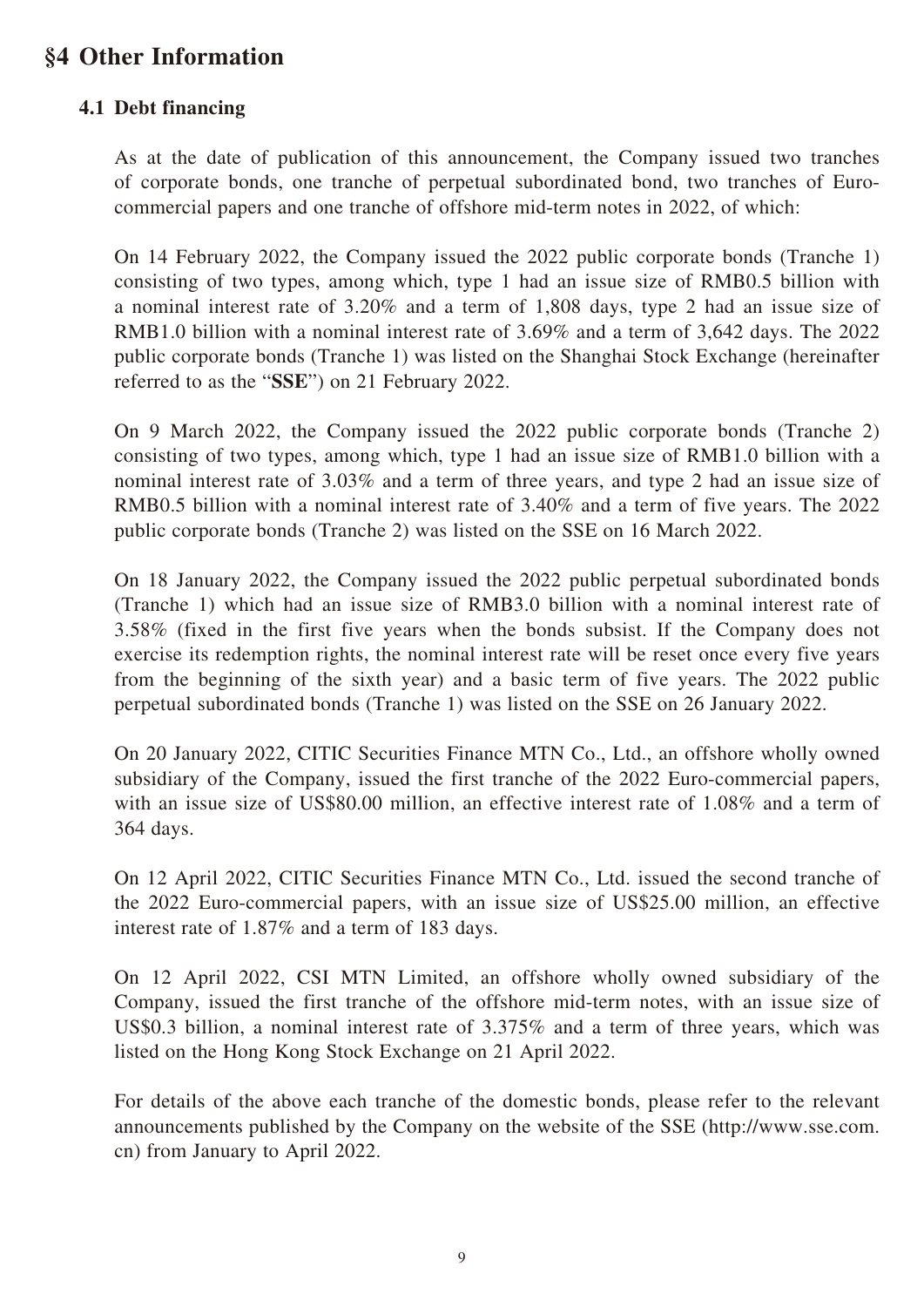# §4 Other Information

## 4.1 Debt financing

As at the date of publication of this announcement, the Company issued two tranches of corporate bonds, one tranche of perpetual subordinated bond, two tranches of Euro-commercial papers and one tranche of offshore mid-term notes in 2022, of which:

On 14 February 2022, the Company issued the 2022 public corporate bonds (Tranche 1) consisting of two types, among which, type 1 had an issue size of RMB0.5 billion with a nominal interest rate of 3.20% and a term of 1,808 days, type 2 had an issue size of RMB1.0 billion with a nominal interest rate of 3.69% and a term of 3,642 days. The 2022 public corporate bonds (Tranche 1) was listed on the Shanghai Stock Exchange (hereinafter referred to as the "**SSE**") on 21 February 2022.

On 9 March 2022, the Company issued the 2022 public corporate bonds (Tranche 2) consisting of two types, among which, type 1 had an issue size of RMB1.0 billion with a nominal interest rate of 3.03% and a term of three years, and type 2 had an issue size of RMB0.5 billion with a nominal interest rate of 3.40% and a term of five years. The 2022 public corporate bonds (Tranche 2) was listed on the SSE on 16 March 2022.

On 18 January 2022, the Company issued the 2022 public perpetual subordinated bonds (Tranche 1) which had an issue size of RMB3.0 billion with a nominal interest rate of 3.58% (fixed in the first five years when the bonds subsist. If the Company does not exercise its redemption rights, the nominal interest rate will be reset once every five years from the beginning of the sixth year) and a basic term of five years. The 2022 public perpetual subordinated bonds (Tranche 1) was listed on the SSE on 26 January 2022.

On 20 January 2022, CITIC Securities Finance MTN Co., Ltd., an offshore wholly owned subsidiary of the Company, issued the first tranche of the 2022 Euro-commercial papers, with an issue size of US$80.00 million, an effective interest rate of 1.08% and a term of 364 days.

On 12 April 2022, CITIC Securities Finance MTN Co., Ltd. issued the second tranche of the 2022 Euro-commercial papers, with an issue size of US$25.00 million, an effective interest rate of 1.87% and a term of 183 days.

On 12 April 2022, CSI MTN Limited, an offshore wholly owned subsidiary of the Company, issued the first tranche of the offshore mid-term notes, with an issue size of US$0.3 billion, a nominal interest rate of 3.375% and a term of three years, which was listed on the Hong Kong Stock Exchange on 21 April 2022.

For details of the above each tranche of the domestic bonds, please refer to the relevant announcements published by the Company on the website of the SSE (http://www.sse.com.cn) from January to April 2022.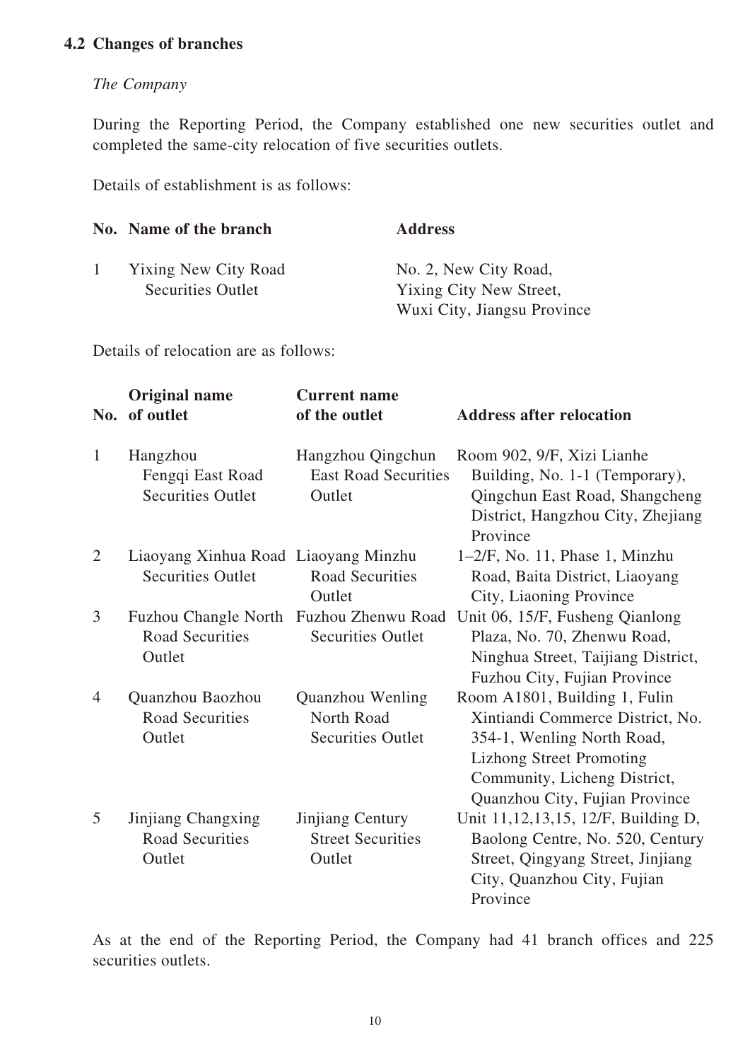### 4.2 Changes of branches

*The Company*

During the Reporting Period, the Company established one new securities outlet and completed the same-city relocation of five securities outlets.

Details of establishment is as follows:

| No. | Name of the branch | Address |
|---|---|---|
| 1 | Yixing New City Road Securities Outlet | No. 2, New City Road, Yixing City New Street, Wuxi City, Jiangsu Province |

Details of relocation are as follows:

| No. | Original name of outlet | Current name of the outlet | Address after relocation |
|---|---|---|---|
| 1 | Hangzhou Fengqi East Road Securities Outlet | Hangzhou Qingchun East Road Securities Outlet | Room 902, 9/F, Xizi Lianhe Building, No. 1-1 (Temporary), Qingchun East Road, Shangcheng District, Hangzhou City, Zhejiang Province |
| 2 | Liaoyang Xinhua Road Securities Outlet | Liaoyang Minzhu Road Securities Outlet | 1–2/F, No. 11, Phase 1, Minzhu Road, Baita District, Liaoyang City, Liaoning Province |
| 3 | Fuzhou Changle North Road Securities Outlet | Fuzhou Zhenwu Road Securities Outlet | Unit 06, 15/F, Fusheng Qianlong Plaza, No. 70, Zhenwu Road, Ninghua Street, Taijiang District, Fuzhou City, Fujian Province |
| 4 | Quanzhou Baozhou Road Securities Outlet | Quanzhou Wenling North Road Securities Outlet | Room A1801, Building 1, Fulin Xintiandi Commerce District, No. 354-1, Wenling North Road, Lizhong Street Promoting Community, Licheng District, Quanzhou City, Fujian Province |
| 5 | Jinjiang Changxing Road Securities Outlet | Jinjiang Century Street Securities Outlet | Unit 11,12,13,15, 12/F, Building D, Baolong Centre, No. 520, Century Street, Qingyang Street, Jinjiang City, Quanzhou City, Fujian Province |

As at the end of the Reporting Period, the Company had 41 branch offices and 225 securities outlets.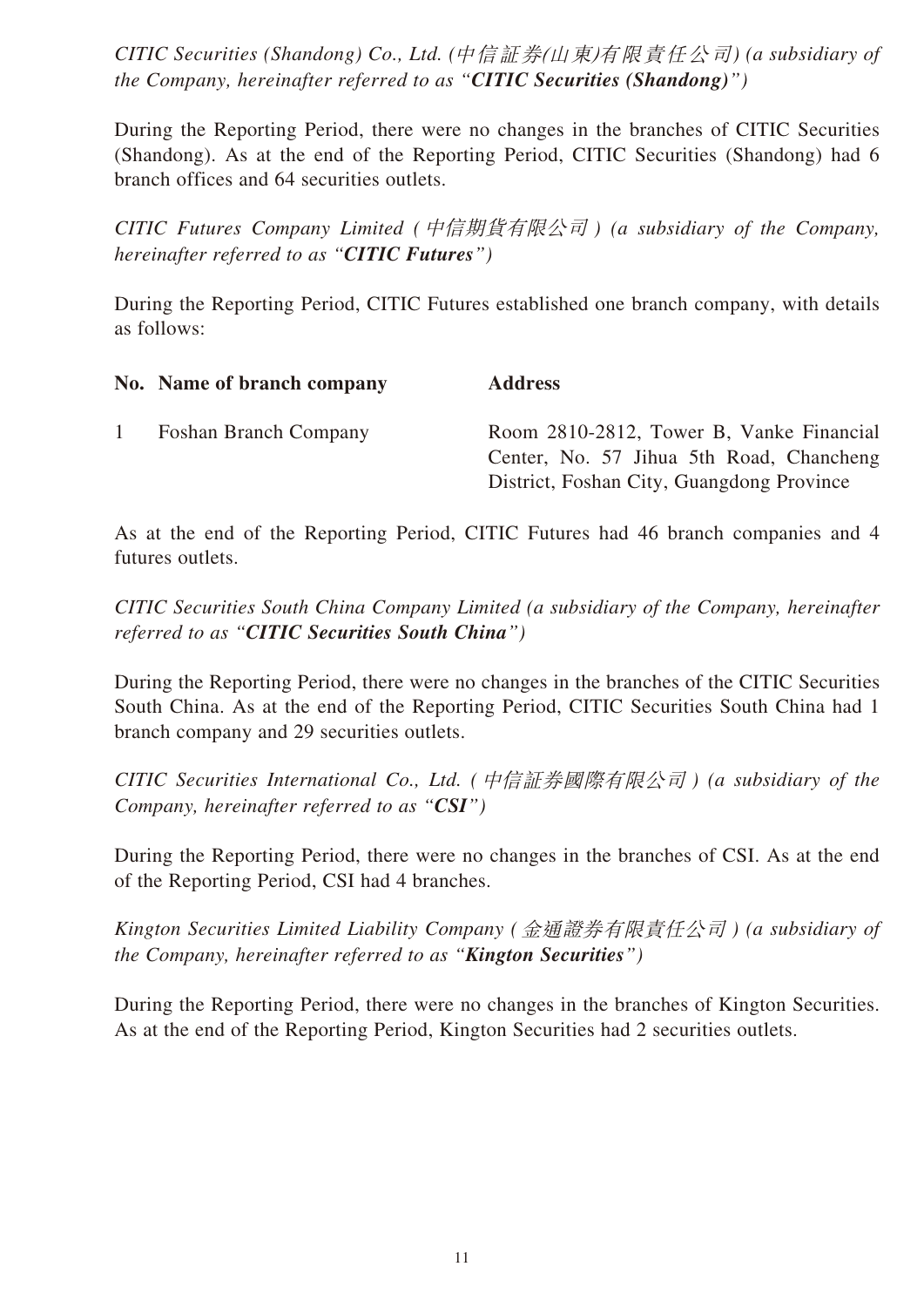*CITIC Securities (Shandong) Co., Ltd. (中信証券(山東)有限責任公司) (a subsidiary of the Company, hereinafter referred to as "**CITIC Securities (Shandong)**")*

During the Reporting Period, there were no changes in the branches of CITIC Securities (Shandong). As at the end of the Reporting Period, CITIC Securities (Shandong) had 6 branch offices and 64 securities outlets.

*CITIC Futures Company Limited (中信期貨有限公司) (a subsidiary of the Company, hereinafter referred to as "**CITIC Futures**")*

During the Reporting Period, CITIC Futures established one branch company, with details as follows:

| No. | Name of branch company | Address |
|---|---|---|
| 1 | Foshan Branch Company | Room 2810-2812, Tower B, Vanke Financial Center, No. 57 Jihua 5th Road, Chancheng District, Foshan City, Guangdong Province |

As at the end of the Reporting Period, CITIC Futures had 46 branch companies and 4 futures outlets.

*CITIC Securities South China Company Limited (a subsidiary of the Company, hereinafter referred to as "**CITIC Securities South China**")*

During the Reporting Period, there were no changes in the branches of the CITIC Securities South China. As at the end of the Reporting Period, CITIC Securities South China had 1 branch company and 29 securities outlets.

*CITIC Securities International Co., Ltd. (中信証券國際有限公司) (a subsidiary of the Company, hereinafter referred to as "**CSI**")*

During the Reporting Period, there were no changes in the branches of CSI. As at the end of the Reporting Period, CSI had 4 branches.

*Kington Securities Limited Liability Company (金通證券有限責任公司) (a subsidiary of the Company, hereinafter referred to as "**Kington Securities**")*

During the Reporting Period, there were no changes in the branches of Kington Securities. As at the end of the Reporting Period, Kington Securities had 2 securities outlets.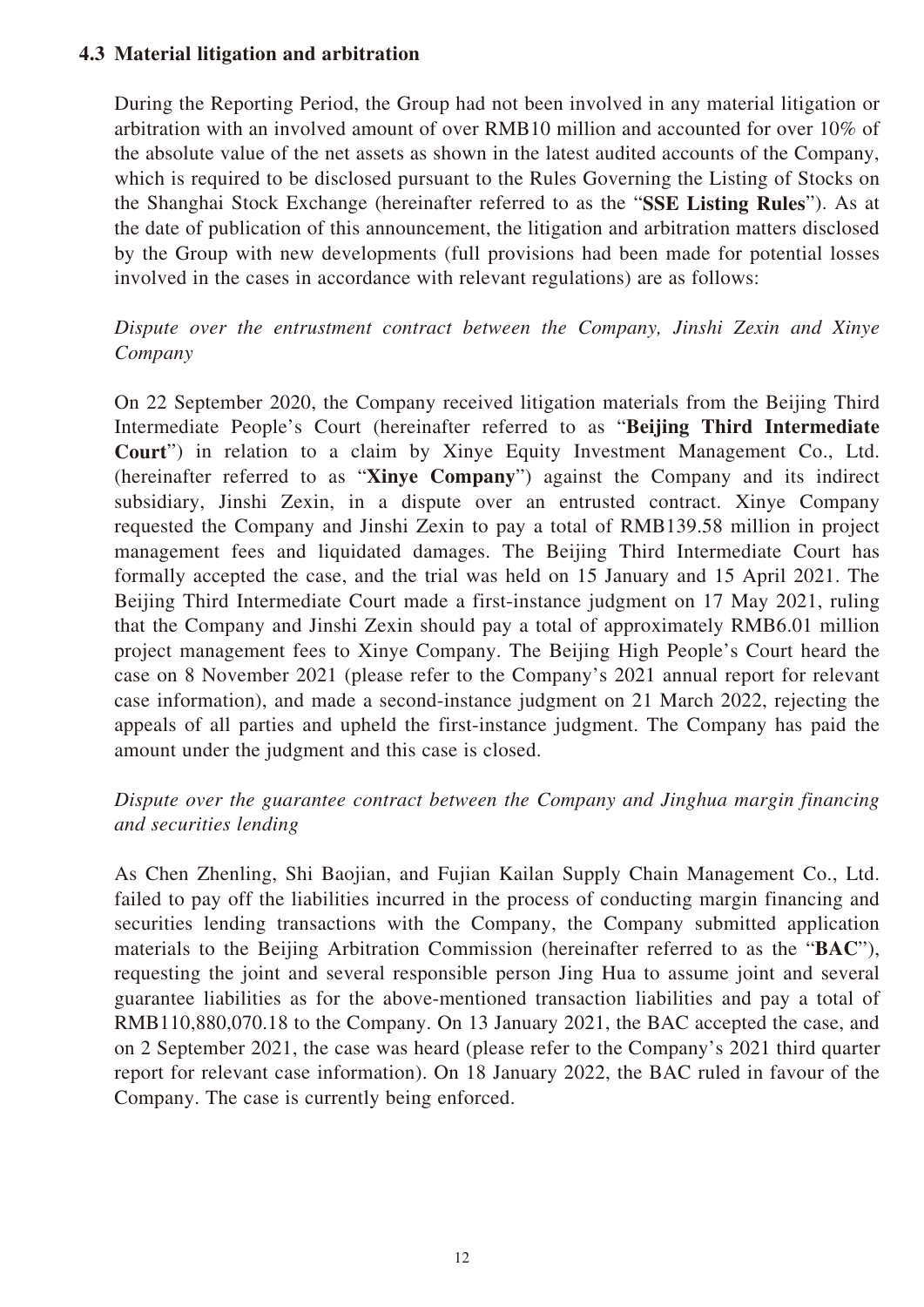### 4.3 Material litigation and arbitration

During the Reporting Period, the Group had not been involved in any material litigation or arbitration with an involved amount of over RMB10 million and accounted for over 10% of the absolute value of the net assets as shown in the latest audited accounts of the Company, which is required to be disclosed pursuant to the Rules Governing the Listing of Stocks on the Shanghai Stock Exchange (hereinafter referred to as the "**SSE Listing Rules**"). As at the date of publication of this announcement, the litigation and arbitration matters disclosed by the Group with new developments (full provisions had been made for potential losses involved in the cases in accordance with relevant regulations) are as follows:

*Dispute over the entrustment contract between the Company, Jinshi Zexin and Xinye Company*

On 22 September 2020, the Company received litigation materials from the Beijing Third Intermediate People's Court (hereinafter referred to as "**Beijing Third Intermediate Court**") in relation to a claim by Xinye Equity Investment Management Co., Ltd. (hereinafter referred to as "**Xinye Company**") against the Company and its indirect subsidiary, Jinshi Zexin, in a dispute over an entrusted contract. Xinye Company requested the Company and Jinshi Zexin to pay a total of RMB139.58 million in project management fees and liquidated damages. The Beijing Third Intermediate Court has formally accepted the case, and the trial was held on 15 January and 15 April 2021. The Beijing Third Intermediate Court made a first-instance judgment on 17 May 2021, ruling that the Company and Jinshi Zexin should pay a total of approximately RMB6.01 million project management fees to Xinye Company. The Beijing High People's Court heard the case on 8 November 2021 (please refer to the Company's 2021 annual report for relevant case information), and made a second-instance judgment on 21 March 2022, rejecting the appeals of all parties and upheld the first-instance judgment. The Company has paid the amount under the judgment and this case is closed.

*Dispute over the guarantee contract between the Company and Jinghua margin financing and securities lending*

As Chen Zhenling, Shi Baojian, and Fujian Kailan Supply Chain Management Co., Ltd. failed to pay off the liabilities incurred in the process of conducting margin financing and securities lending transactions with the Company, the Company submitted application materials to the Beijing Arbitration Commission (hereinafter referred to as the "**BAC**"), requesting the joint and several responsible person Jing Hua to assume joint and several guarantee liabilities as for the above-mentioned transaction liabilities and pay a total of RMB110,880,070.18 to the Company. On 13 January 2021, the BAC accepted the case, and on 2 September 2021, the case was heard (please refer to the Company's 2021 third quarter report for relevant case information). On 18 January 2022, the BAC ruled in favour of the Company. The case is currently being enforced.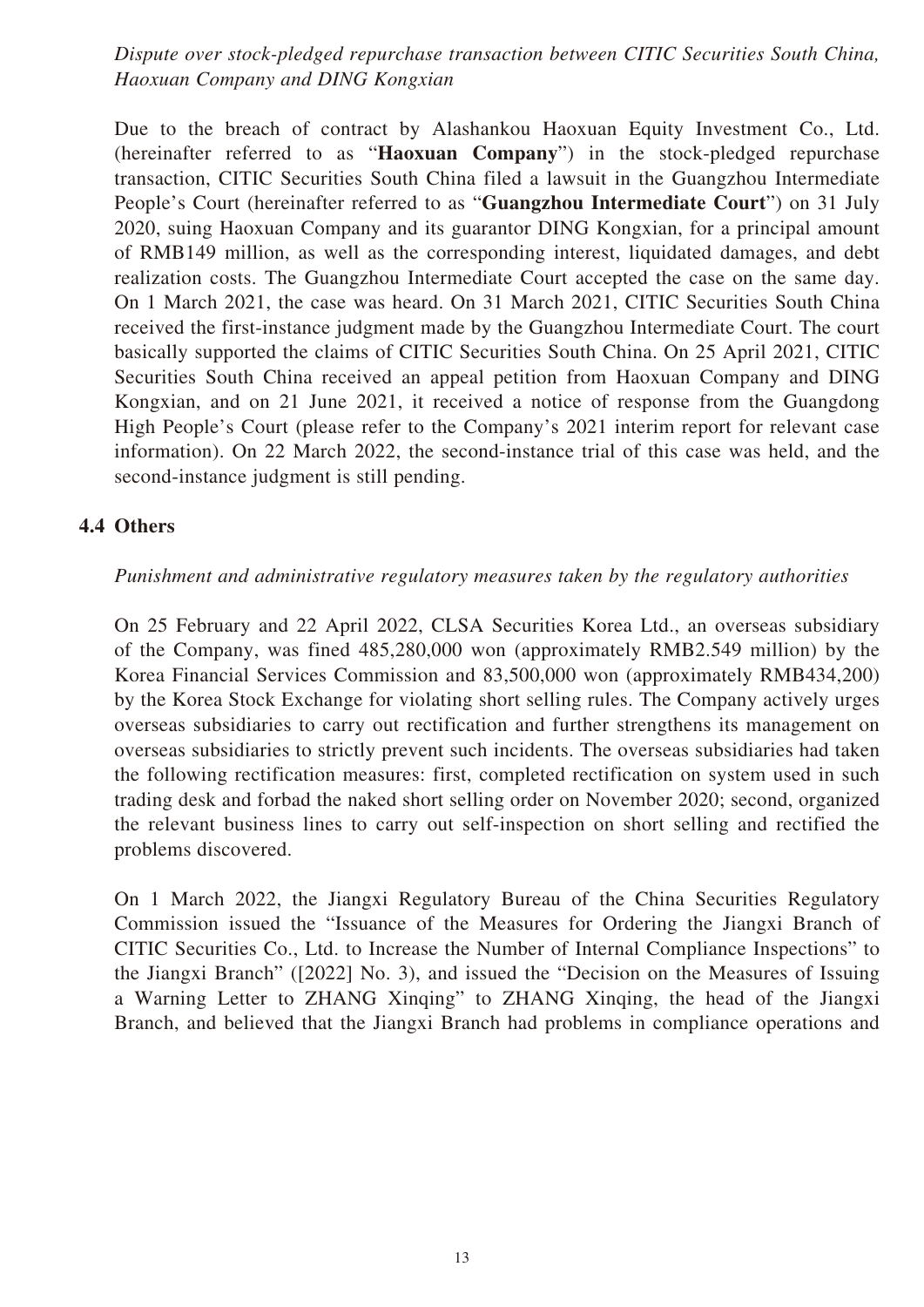*Dispute over stock-pledged repurchase transaction between CITIC Securities South China, Haoxuan Company and DING Kongxian*

Due to the breach of contract by Alashankou Haoxuan Equity Investment Co., Ltd. (hereinafter referred to as "**Haoxuan Company**") in the stock-pledged repurchase transaction, CITIC Securities South China filed a lawsuit in the Guangzhou Intermediate People's Court (hereinafter referred to as "**Guangzhou Intermediate Court**") on 31 July 2020, suing Haoxuan Company and its guarantor DING Kongxian, for a principal amount of RMB149 million, as well as the corresponding interest, liquidated damages, and debt realization costs. The Guangzhou Intermediate Court accepted the case on the same day. On 1 March 2021, the case was heard. On 31 March 2021, CITIC Securities South China received the first-instance judgment made by the Guangzhou Intermediate Court. The court basically supported the claims of CITIC Securities South China. On 25 April 2021, CITIC Securities South China received an appeal petition from Haoxuan Company and DING Kongxian, and on 21 June 2021, it received a notice of response from the Guangdong High People's Court (please refer to the Company's 2021 interim report for relevant case information). On 22 March 2022, the second-instance trial of this case was held, and the second-instance judgment is still pending.

## 4.4 Others

*Punishment and administrative regulatory measures taken by the regulatory authorities*

On 25 February and 22 April 2022, CLSA Securities Korea Ltd., an overseas subsidiary of the Company, was fined 485,280,000 won (approximately RMB2.549 million) by the Korea Financial Services Commission and 83,500,000 won (approximately RMB434,200) by the Korea Stock Exchange for violating short selling rules. The Company actively urges overseas subsidiaries to carry out rectification and further strengthens its management on overseas subsidiaries to strictly prevent such incidents. The overseas subsidiaries had taken the following rectification measures: first, completed rectification on system used in such trading desk and forbad the naked short selling order on November 2020; second, organized the relevant business lines to carry out self-inspection on short selling and rectified the problems discovered.

On 1 March 2022, the Jiangxi Regulatory Bureau of the China Securities Regulatory Commission issued the "Issuance of the Measures for Ordering the Jiangxi Branch of CITIC Securities Co., Ltd. to Increase the Number of Internal Compliance Inspections" to the Jiangxi Branch" ([2022] No. 3), and issued the "Decision on the Measures of Issuing a Warning Letter to ZHANG Xinqing" to ZHANG Xinqing, the head of the Jiangxi Branch, and believed that the Jiangxi Branch had problems in compliance operations and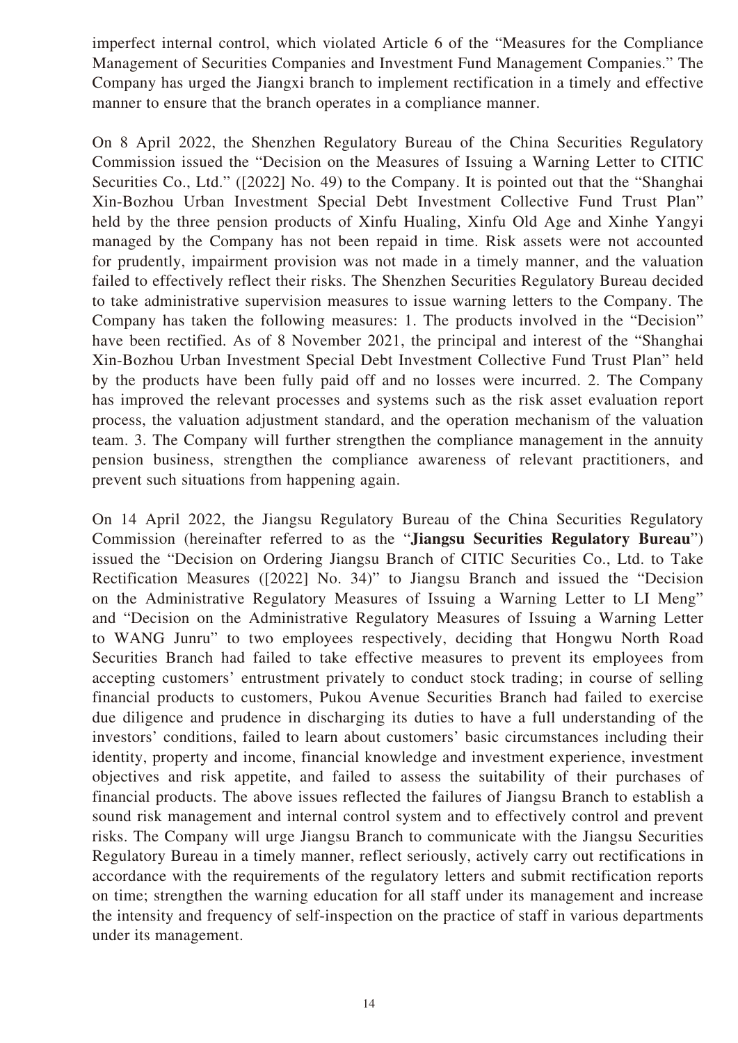imperfect internal control, which violated Article 6 of the "Measures for the Compliance Management of Securities Companies and Investment Fund Management Companies." The Company has urged the Jiangxi branch to implement rectification in a timely and effective manner to ensure that the branch operates in a compliance manner.

On 8 April 2022, the Shenzhen Regulatory Bureau of the China Securities Regulatory Commission issued the "Decision on the Measures of Issuing a Warning Letter to CITIC Securities Co., Ltd." ([2022] No. 49) to the Company. It is pointed out that the "Shanghai Xin-Bozhou Urban Investment Special Debt Investment Collective Fund Trust Plan" held by the three pension products of Xinfu Hualing, Xinfu Old Age and Xinhe Yangyi managed by the Company has not been repaid in time. Risk assets were not accounted for prudently, impairment provision was not made in a timely manner, and the valuation failed to effectively reflect their risks. The Shenzhen Securities Regulatory Bureau decided to take administrative supervision measures to issue warning letters to the Company. The Company has taken the following measures: 1. The products involved in the "Decision" have been rectified. As of 8 November 2021, the principal and interest of the "Shanghai Xin-Bozhou Urban Investment Special Debt Investment Collective Fund Trust Plan" held by the products have been fully paid off and no losses were incurred. 2. The Company has improved the relevant processes and systems such as the risk asset evaluation report process, the valuation adjustment standard, and the operation mechanism of the valuation team. 3. The Company will further strengthen the compliance management in the annuity pension business, strengthen the compliance awareness of relevant practitioners, and prevent such situations from happening again.

On 14 April 2022, the Jiangsu Regulatory Bureau of the China Securities Regulatory Commission (hereinafter referred to as the "**Jiangsu Securities Regulatory Bureau**") issued the "Decision on Ordering Jiangsu Branch of CITIC Securities Co., Ltd. to Take Rectification Measures ([2022] No. 34)" to Jiangsu Branch and issued the "Decision on the Administrative Regulatory Measures of Issuing a Warning Letter to LI Meng" and "Decision on the Administrative Regulatory Measures of Issuing a Warning Letter to WANG Junru" to two employees respectively, deciding that Hongwu North Road Securities Branch had failed to take effective measures to prevent its employees from accepting customers' entrustment privately to conduct stock trading; in course of selling financial products to customers, Pukou Avenue Securities Branch had failed to exercise due diligence and prudence in discharging its duties to have a full understanding of the investors' conditions, failed to learn about customers' basic circumstances including their identity, property and income, financial knowledge and investment experience, investment objectives and risk appetite, and failed to assess the suitability of their purchases of financial products. The above issues reflected the failures of Jiangsu Branch to establish a sound risk management and internal control system and to effectively control and prevent risks. The Company will urge Jiangsu Branch to communicate with the Jiangsu Securities Regulatory Bureau in a timely manner, reflect seriously, actively carry out rectifications in accordance with the requirements of the regulatory letters and submit rectification reports on time; strengthen the warning education for all staff under its management and increase the intensity and frequency of self-inspection on the practice of staff in various departments under its management.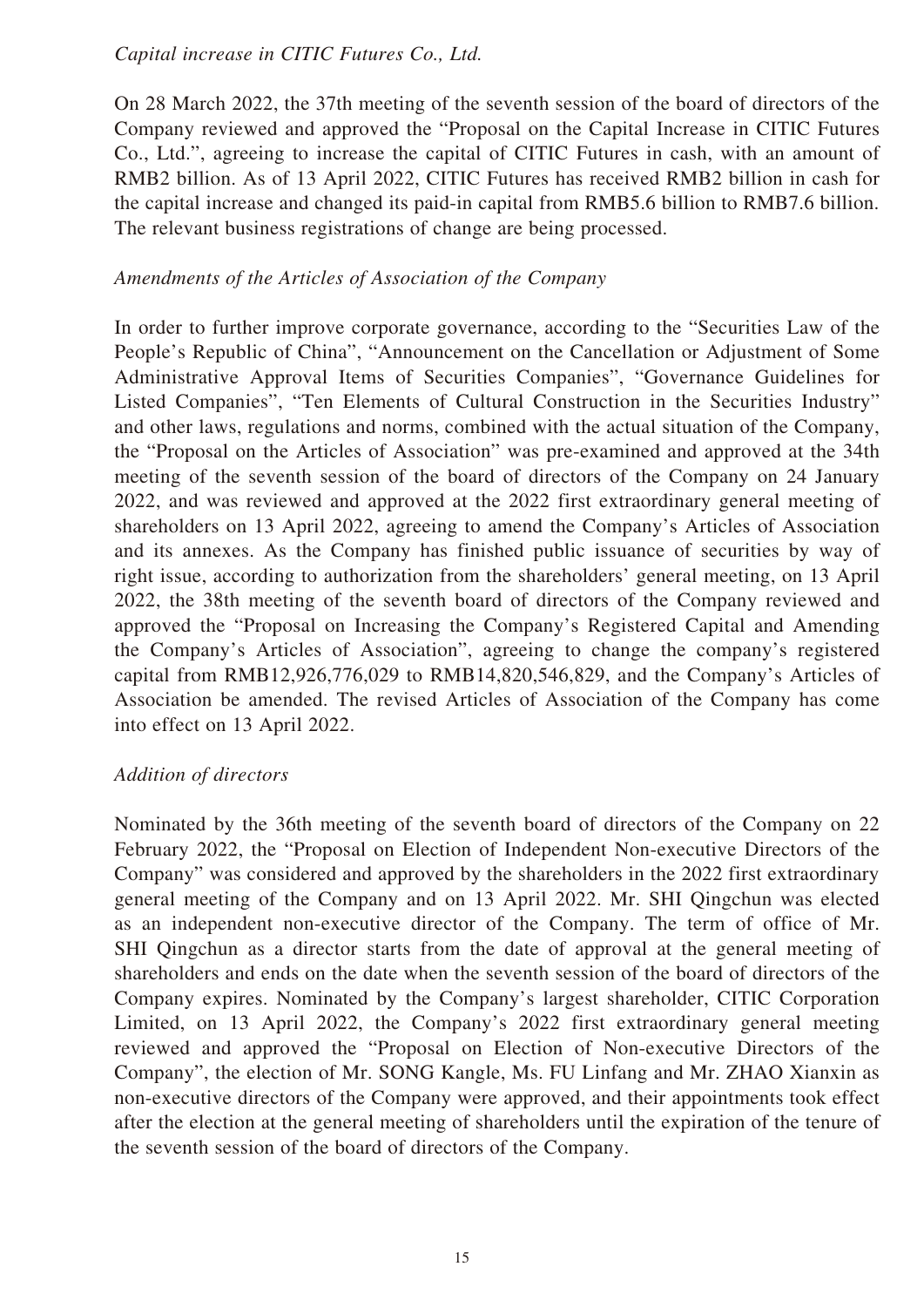*Capital increase in CITIC Futures Co., Ltd.*

On 28 March 2022, the 37th meeting of the seventh session of the board of directors of the Company reviewed and approved the "Proposal on the Capital Increase in CITIC Futures Co., Ltd.", agreeing to increase the capital of CITIC Futures in cash, with an amount of RMB2 billion. As of 13 April 2022, CITIC Futures has received RMB2 billion in cash for the capital increase and changed its paid-in capital from RMB5.6 billion to RMB7.6 billion. The relevant business registrations of change are being processed.

*Amendments of the Articles of Association of the Company*

In order to further improve corporate governance, according to the "Securities Law of the People's Republic of China", "Announcement on the Cancellation or Adjustment of Some Administrative Approval Items of Securities Companies", "Governance Guidelines for Listed Companies", "Ten Elements of Cultural Construction in the Securities Industry" and other laws, regulations and norms, combined with the actual situation of the Company, the "Proposal on the Articles of Association" was pre-examined and approved at the 34th meeting of the seventh session of the board of directors of the Company on 24 January 2022, and was reviewed and approved at the 2022 first extraordinary general meeting of shareholders on 13 April 2022, agreeing to amend the Company's Articles of Association and its annexes. As the Company has finished public issuance of securities by way of right issue, according to authorization from the shareholders' general meeting, on 13 April 2022, the 38th meeting of the seventh board of directors of the Company reviewed and approved the "Proposal on Increasing the Company's Registered Capital and Amending the Company's Articles of Association", agreeing to change the company's registered capital from RMB12,926,776,029 to RMB14,820,546,829, and the Company's Articles of Association be amended. The revised Articles of Association of the Company has come into effect on 13 April 2022.

*Addition of directors*

Nominated by the 36th meeting of the seventh board of directors of the Company on 22 February 2022, the "Proposal on Election of Independent Non-executive Directors of the Company" was considered and approved by the shareholders in the 2022 first extraordinary general meeting of the Company and on 13 April 2022. Mr. SHI Qingchun was elected as an independent non-executive director of the Company. The term of office of Mr. SHI Qingchun as a director starts from the date of approval at the general meeting of shareholders and ends on the date when the seventh session of the board of directors of the Company expires. Nominated by the Company's largest shareholder, CITIC Corporation Limited, on 13 April 2022, the Company's 2022 first extraordinary general meeting reviewed and approved the "Proposal on Election of Non-executive Directors of the Company", the election of Mr. SONG Kangle, Ms. FU Linfang and Mr. ZHAO Xianxin as non-executive directors of the Company were approved, and their appointments took effect after the election at the general meeting of shareholders until the expiration of the tenure of the seventh session of the board of directors of the Company.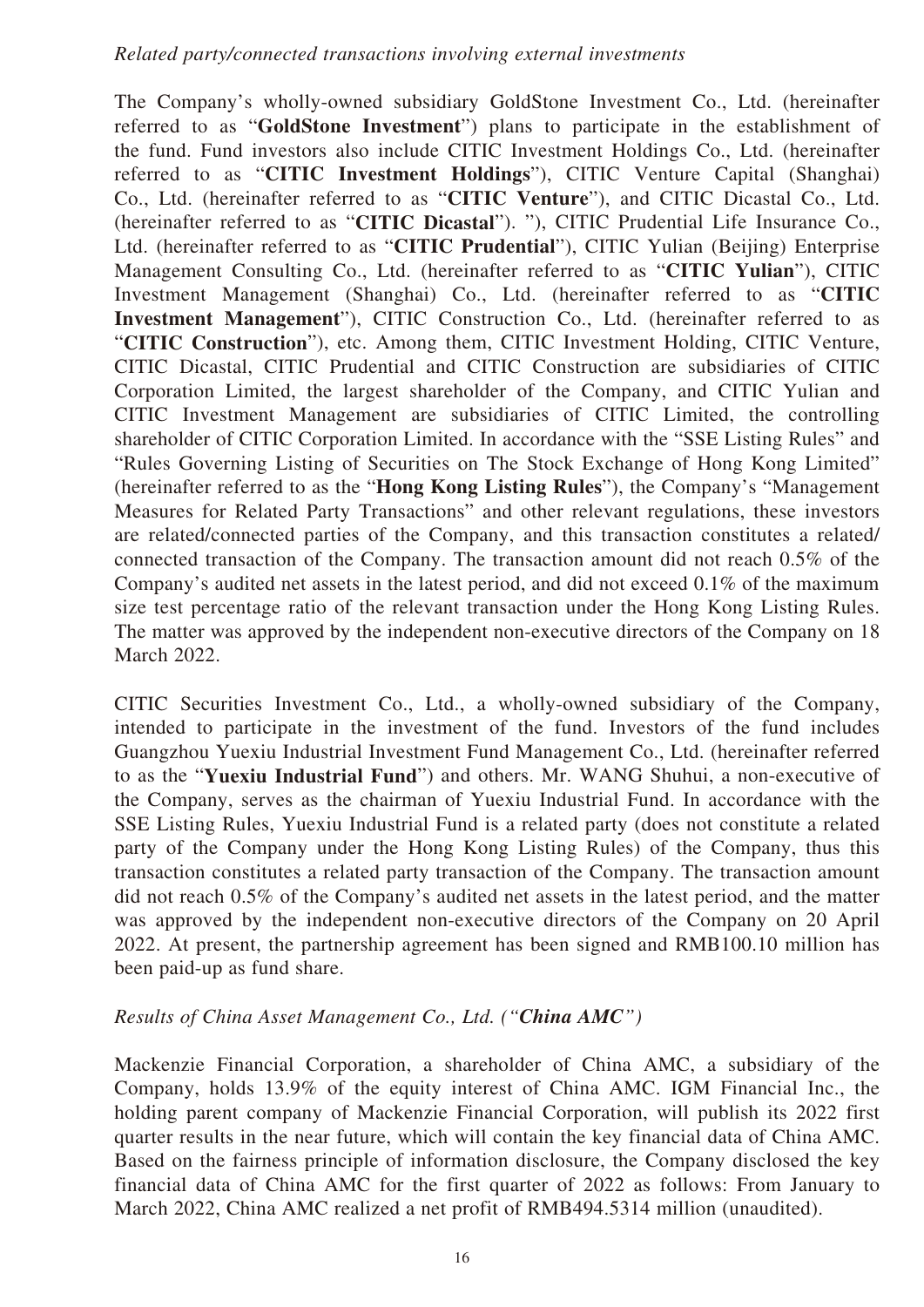*Related party/connected transactions involving external investments*

The Company's wholly-owned subsidiary GoldStone Investment Co., Ltd. (hereinafter referred to as "**GoldStone Investment**") plans to participate in the establishment of the fund. Fund investors also include CITIC Investment Holdings Co., Ltd. (hereinafter referred to as "**CITIC Investment Holdings**"), CITIC Venture Capital (Shanghai) Co., Ltd. (hereinafter referred to as "**CITIC Venture**"), and CITIC Dicastal Co., Ltd. (hereinafter referred to as "**CITIC Dicastal**"). "), CITIC Prudential Life Insurance Co., Ltd. (hereinafter referred to as "**CITIC Prudential**"), CITIC Yulian (Beijing) Enterprise Management Consulting Co., Ltd. (hereinafter referred to as "**CITIC Yulian**"), CITIC Investment Management (Shanghai) Co., Ltd. (hereinafter referred to as "**CITIC Investment Management**"), CITIC Construction Co., Ltd. (hereinafter referred to as "**CITIC Construction**"), etc. Among them, CITIC Investment Holding, CITIC Venture, CITIC Dicastal, CITIC Prudential and CITIC Construction are subsidiaries of CITIC Corporation Limited, the largest shareholder of the Company, and CITIC Yulian and CITIC Investment Management are subsidiaries of CITIC Limited, the controlling shareholder of CITIC Corporation Limited. In accordance with the "SSE Listing Rules" and "Rules Governing Listing of Securities on The Stock Exchange of Hong Kong Limited" (hereinafter referred to as the "**Hong Kong Listing Rules**"), the Company's "Management Measures for Related Party Transactions" and other relevant regulations, these investors are related/connected parties of the Company, and this transaction constitutes a related/ connected transaction of the Company. The transaction amount did not reach 0.5% of the Company's audited net assets in the latest period, and did not exceed 0.1% of the maximum size test percentage ratio of the relevant transaction under the Hong Kong Listing Rules. The matter was approved by the independent non-executive directors of the Company on 18 March 2022.

CITIC Securities Investment Co., Ltd., a wholly-owned subsidiary of the Company, intended to participate in the investment of the fund. Investors of the fund includes Guangzhou Yuexiu Industrial Investment Fund Management Co., Ltd. (hereinafter referred to as the "**Yuexiu Industrial Fund**") and others. Mr. WANG Shuhui, a non-executive of the Company, serves as the chairman of Yuexiu Industrial Fund. In accordance with the SSE Listing Rules, Yuexiu Industrial Fund is a related party (does not constitute a related party of the Company under the Hong Kong Listing Rules) of the Company, thus this transaction constitutes a related party transaction of the Company. The transaction amount did not reach 0.5% of the Company's audited net assets in the latest period, and the matter was approved by the independent non-executive directors of the Company on 20 April 2022. At present, the partnership agreement has been signed and RMB100.10 million has been paid-up as fund share.

*Results of China Asset Management Co., Ltd. ("**China AMC**")*

Mackenzie Financial Corporation, a shareholder of China AMC, a subsidiary of the Company, holds 13.9% of the equity interest of China AMC. IGM Financial Inc., the holding parent company of Mackenzie Financial Corporation, will publish its 2022 first quarter results in the near future, which will contain the key financial data of China AMC. Based on the fairness principle of information disclosure, the Company disclosed the key financial data of China AMC for the first quarter of 2022 as follows: From January to March 2022, China AMC realized a net profit of RMB494.5314 million (unaudited).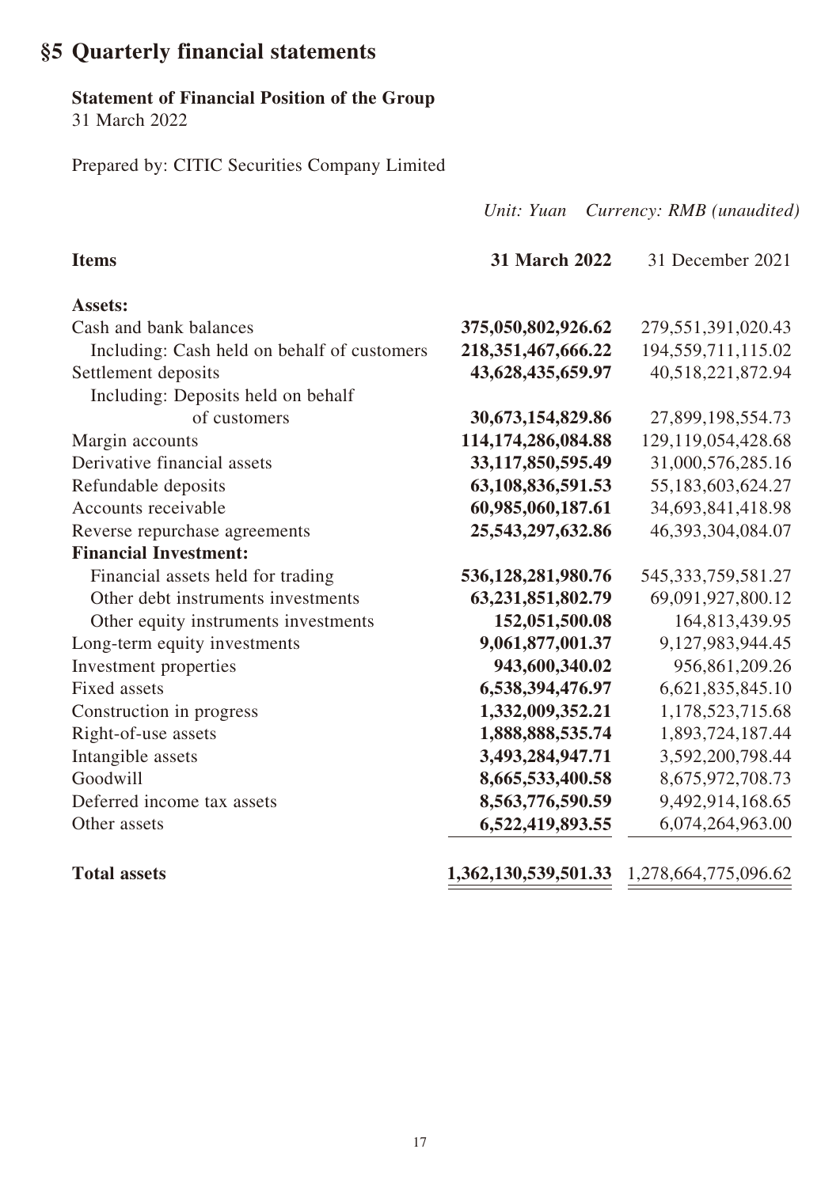# §5 Quarterly financial statements

**Statement of Financial Position of the Group**
31 March 2022

Prepared by: CITIC Securities Company Limited

*Unit: Yuan Currency: RMB (unaudited)*

| Items | 31 March 2022 | 31 December 2021 |
|---|---|---|
| **Assets:** | | |
| Cash and bank balances | **375,050,802,926.62** | 279,551,391,020.43 |
| Including: Cash held on behalf of customers | **218,351,467,666.22** | 194,559,711,115.02 |
| Settlement deposits | **43,628,435,659.97** | 40,518,221,872.94 |
| Including: Deposits held on behalf of customers | **30,673,154,829.86** | 27,899,198,554.73 |
| Margin accounts | **114,174,286,084.88** | 129,119,054,428.68 |
| Derivative financial assets | **33,117,850,595.49** | 31,000,576,285.16 |
| Refundable deposits | **63,108,836,591.53** | 55,183,603,624.27 |
| Accounts receivable | **60,985,060,187.61** | 34,693,841,418.98 |
| Reverse repurchase agreements | **25,543,297,632.86** | 46,393,304,084.07 |
| **Financial Investment:** | | |
| Financial assets held for trading | **536,128,281,980.76** | 545,333,759,581.27 |
| Other debt instruments investments | **63,231,851,802.79** | 69,091,927,800.12 |
| Other equity instruments investments | **152,051,500.08** | 164,813,439.95 |
| Long-term equity investments | **9,061,877,001.37** | 9,127,983,944.45 |
| Investment properties | **943,600,340.02** | 956,861,209.26 |
| Fixed assets | **6,538,394,476.97** | 6,621,835,845.10 |
| Construction in progress | **1,332,009,352.21** | 1,178,523,715.68 |
| Right-of-use assets | **1,888,888,535.74** | 1,893,724,187.44 |
| Intangible assets | **3,493,284,947.71** | 3,592,200,798.44 |
| Goodwill | **8,665,533,400.58** | 8,675,972,708.73 |
| Deferred income tax assets | **8,563,776,590.59** | 9,492,914,168.65 |
| Other assets | **6,522,419,893.55** | 6,074,264,963.00 |
| **Total assets** | **1,362,130,539,501.33** | 1,278,664,775,096.62 |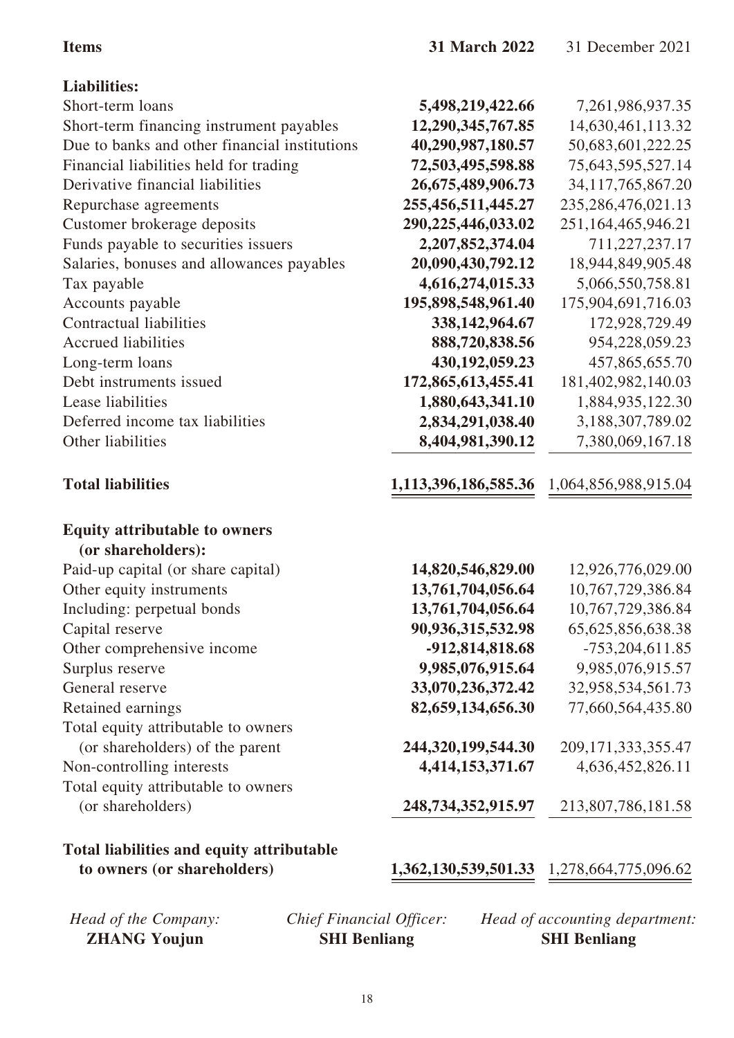| Items | 31 March 2022 | 31 December 2021 |
|---|---|---|
| **Liabilities:** | | |
| Short-term loans | **5,498,219,422.66** | 7,261,986,937.35 |
| Short-term financing instrument payables | **12,290,345,767.85** | 14,630,461,113.32 |
| Due to banks and other financial institutions | **40,290,987,180.57** | 50,683,601,222.25 |
| Financial liabilities held for trading | **72,503,495,598.88** | 75,643,595,527.14 |
| Derivative financial liabilities | **26,675,489,906.73** | 34,117,765,867.20 |
| Repurchase agreements | **255,456,511,445.27** | 235,286,476,021.13 |
| Customer brokerage deposits | **290,225,446,033.02** | 251,164,465,946.21 |
| Funds payable to securities issuers | **2,207,852,374.04** | 711,227,237.17 |
| Salaries, bonuses and allowances payables | **20,090,430,792.12** | 18,944,849,905.48 |
| Tax payable | **4,616,274,015.33** | 5,066,550,758.81 |
| Accounts payable | **195,898,548,961.40** | 175,904,691,716.03 |
| Contractual liabilities | **338,142,964.67** | 172,928,729.49 |
| Accrued liabilities | **888,720,838.56** | 954,228,059.23 |
| Long-term loans | **430,192,059.23** | 457,865,655.70 |
| Debt instruments issued | **172,865,613,455.41** | 181,402,982,140.03 |
| Lease liabilities | **1,880,643,341.10** | 1,884,935,122.30 |
| Deferred income tax liabilities | **2,834,291,038.40** | 3,188,307,789.02 |
| Other liabilities | **8,404,981,390.12** | 7,380,069,167.18 |
| **Total liabilities** | **1,113,396,186,585.36** | 1,064,856,988,915.04 |
| **Equity attributable to owners (or shareholders):** | | |
| Paid-up capital (or share capital) | **14,820,546,829.00** | 12,926,776,029.00 |
| Other equity instruments | **13,761,704,056.64** | 10,767,729,386.84 |
| Including: perpetual bonds | **13,761,704,056.64** | 10,767,729,386.84 |
| Capital reserve | **90,936,315,532.98** | 65,625,856,638.38 |
| Other comprehensive income | **-912,814,818.68** | -753,204,611.85 |
| Surplus reserve | **9,985,076,915.64** | 9,985,076,915.57 |
| General reserve | **33,070,236,372.42** | 32,958,534,561.73 |
| Retained earnings | **82,659,134,656.30** | 77,660,564,435.80 |
| Total equity attributable to owners (or shareholders) of the parent | **244,320,199,544.30** | 209,171,333,355.47 |
| Non-controlling interests | **4,414,153,371.67** | 4,636,452,826.11 |
| Total equity attributable to owners (or shareholders) | **248,734,352,915.97** | 213,807,786,181.58 |
| **Total liabilities and equity attributable to owners (or shareholders)** | **1,362,130,539,501.33** | 1,278,664,775,096.62 |

*Head of the Company:* **ZHANG Youjun**

*Chief Financial Officer:* **SHI Benliang**

*Head of accounting department:* **SHI Benliang**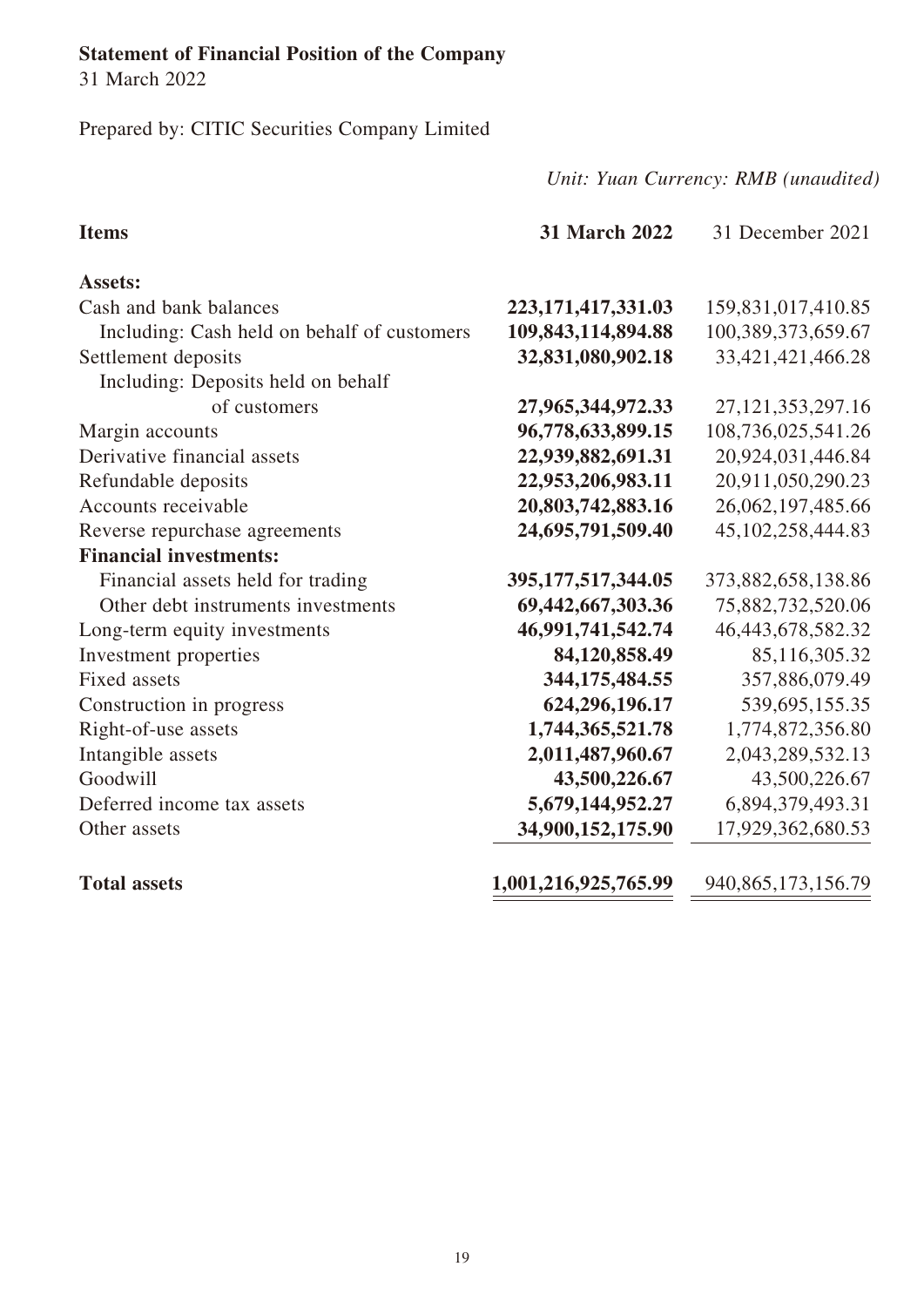**Statement of Financial Position of the Company**

31 March 2022

Prepared by: CITIC Securities Company Limited

*Unit: Yuan Currency: RMB (unaudited)*

| **Items** | **31 March 2022** | 31 December 2021 |
|---|---|---|
| **Assets:** | | |
| Cash and bank balances | **223,171,417,331.03** | 159,831,017,410.85 |
| Including: Cash held on behalf of customers | **109,843,114,894.88** | 100,389,373,659.67 |
| Settlement deposits | **32,831,080,902.18** | 33,421,421,466.28 |
| Including: Deposits held on behalf of customers | **27,965,344,972.33** | 27,121,353,297.16 |
| Margin accounts | **96,778,633,899.15** | 108,736,025,541.26 |
| Derivative financial assets | **22,939,882,691.31** | 20,924,031,446.84 |
| Refundable deposits | **22,953,206,983.11** | 20,911,050,290.23 |
| Accounts receivable | **20,803,742,883.16** | 26,062,197,485.66 |
| Reverse repurchase agreements | **24,695,791,509.40** | 45,102,258,444.83 |
| **Financial investments:** | | |
| Financial assets held for trading | **395,177,517,344.05** | 373,882,658,138.86 |
| Other debt instruments investments | **69,442,667,303.36** | 75,882,732,520.06 |
| Long-term equity investments | **46,991,741,542.74** | 46,443,678,582.32 |
| Investment properties | **84,120,858.49** | 85,116,305.32 |
| Fixed assets | **344,175,484.55** | 357,886,079.49 |
| Construction in progress | **624,296,196.17** | 539,695,155.35 |
| Right-of-use assets | **1,744,365,521.78** | 1,774,872,356.80 |
| Intangible assets | **2,011,487,960.67** | 2,043,289,532.13 |
| Goodwill | **43,500,226.67** | 43,500,226.67 |
| Deferred income tax assets | **5,679,144,952.27** | 6,894,379,493.31 |
| Other assets | **34,900,152,175.90** | 17,929,362,680.53 |
| **Total assets** | **1,001,216,925,765.99** | 940,865,173,156.79 |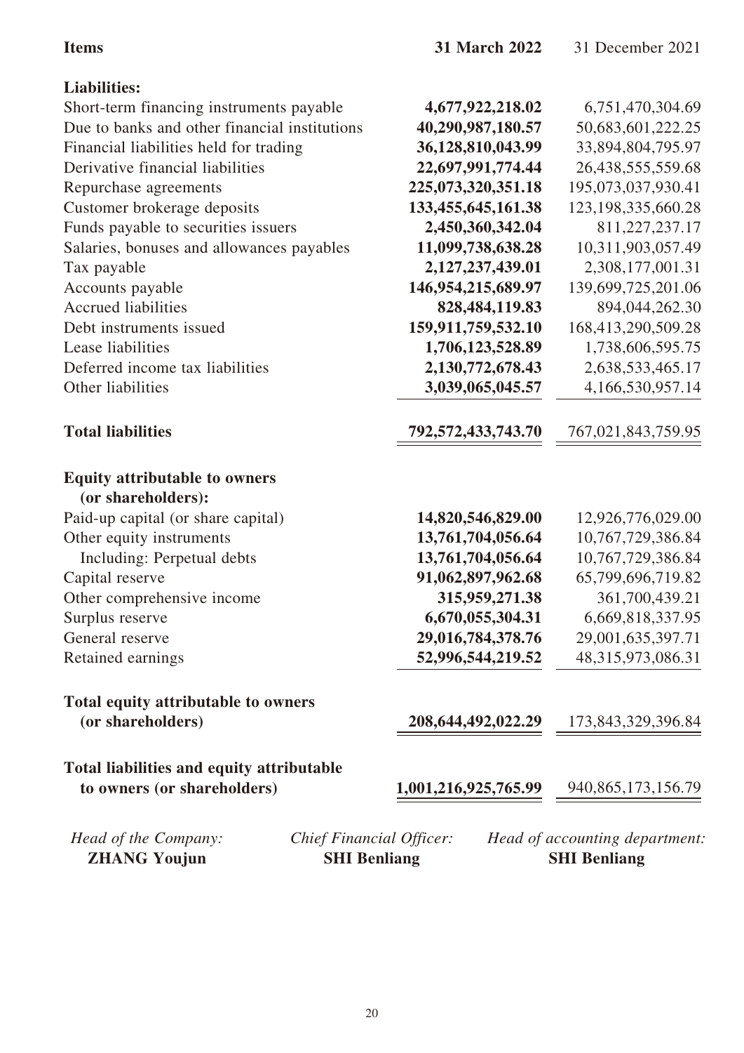| Items | 31 March 2022 | 31 December 2021 |
|---|---|---|
| **Liabilities:** | | |
| Short-term financing instruments payable | **4,677,922,218.02** | 6,751,470,304.69 |
| Due to banks and other financial institutions | **40,290,987,180.57** | 50,683,601,222.25 |
| Financial liabilities held for trading | **36,128,810,043.99** | 33,894,804,795.97 |
| Derivative financial liabilities | **22,697,991,774.44** | 26,438,555,559.68 |
| Repurchase agreements | **225,073,320,351.18** | 195,073,037,930.41 |
| Customer brokerage deposits | **133,455,645,161.38** | 123,198,335,660.28 |
| Funds payable to securities issuers | **2,450,360,342.04** | 811,227,237.17 |
| Salaries, bonuses and allowances payables | **11,099,738,638.28** | 10,311,903,057.49 |
| Tax payable | **2,127,237,439.01** | 2,308,177,001.31 |
| Accounts payable | **146,954,215,689.97** | 139,699,725,201.06 |
| Accrued liabilities | **828,484,119.83** | 894,044,262.30 |
| Debt instruments issued | **159,911,759,532.10** | 168,413,290,509.28 |
| Lease liabilities | **1,706,123,528.89** | 1,738,606,595.75 |
| Deferred income tax liabilities | **2,130,772,678.43** | 2,638,533,465.17 |
| Other liabilities | **3,039,065,045.57** | 4,166,530,957.14 |
| **Total liabilities** | **792,572,433,743.70** | 767,021,843,759.95 |
| **Equity attributable to owners (or shareholders):** | | |
| Paid-up capital (or share capital) | **14,820,546,829.00** | 12,926,776,029.00 |
| Other equity instruments | **13,761,704,056.64** | 10,767,729,386.84 |
| Including: Perpetual debts | **13,761,704,056.64** | 10,767,729,386.84 |
| Capital reserve | **91,062,897,962.68** | 65,799,696,719.82 |
| Other comprehensive income | **315,959,271.38** | 361,700,439.21 |
| Surplus reserve | **6,670,055,304.31** | 6,669,818,337.95 |
| General reserve | **29,016,784,378.76** | 29,001,635,397.71 |
| Retained earnings | **52,996,544,219.52** | 48,315,973,086.31 |
| **Total equity attributable to owners (or shareholders)** | **208,644,492,022.29** | 173,843,329,396.84 |
| **Total liabilities and equity attributable to owners (or shareholders)** | **1,001,216,925,765.99** | 940,865,173,156.79 |

*Head of the Company:* **ZHANG Youjun**

*Chief Financial Officer:* **SHI Benliang**

*Head of accounting department:* **SHI Benliang**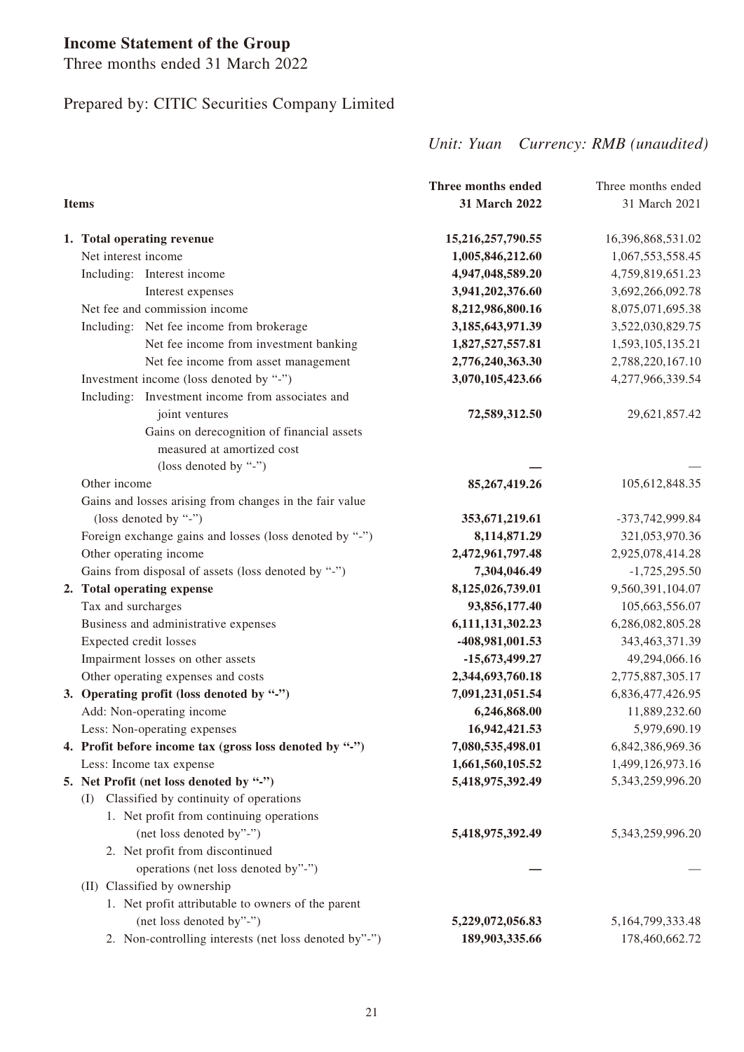# Income Statement of the Group

Three months ended 31 March 2022

Prepared by: CITIC Securities Company Limited

*Unit: Yuan Currency: RMB (unaudited)*

| Items | **Three months ended 31 March 2022** | Three months ended 31 March 2021 |
|---|---|---|
| **1. Total operating revenue** | **15,216,257,790.55** | 16,396,868,531.02 |
| Net interest income | **1,005,846,212.60** | 1,067,553,558.45 |
| Including: Interest income | **4,947,048,589.20** | 4,759,819,651.23 |
| Interest expenses | **3,941,202,376.60** | 3,692,266,092.78 |
| Net fee and commission income | **8,212,986,800.16** | 8,075,071,695.38 |
| Including: Net fee income from brokerage | **3,185,643,971.39** | 3,522,030,829.75 |
| Net fee income from investment banking | **1,827,527,557.81** | 1,593,105,135.21 |
| Net fee income from asset management | **2,776,240,363.30** | 2,788,220,167.10 |
| Investment income (loss denoted by "-") | **3,070,105,423.66** | 4,277,966,339.54 |
| Including: Investment income from associates and joint ventures | **72,589,312.50** | 29,621,857.42 |
| Gains on derecognition of financial assets measured at amortized cost (loss denoted by "-") | **—** | — |
| Other income | **85,267,419.26** | 105,612,848.35 |
| Gains and losses arising from changes in the fair value (loss denoted by "-") | **353,671,219.61** | -373,742,999.84 |
| Foreign exchange gains and losses (loss denoted by "-") | **8,114,871.29** | 321,053,970.36 |
| Other operating income | **2,472,961,797.48** | 2,925,078,414.28 |
| Gains from disposal of assets (loss denoted by "-") | **7,304,046.49** | -1,725,295.50 |
| **2. Total operating expense** | **8,125,026,739.01** | 9,560,391,104.07 |
| Tax and surcharges | **93,856,177.40** | 105,663,556.07 |
| Business and administrative expenses | **6,111,131,302.23** | 6,286,082,805.28 |
| Expected credit losses | **-408,981,001.53** | 343,463,371.39 |
| Impairment losses on other assets | **-15,673,499.27** | 49,294,066.16 |
| Other operating expenses and costs | **2,344,693,760.18** | 2,775,887,305.17 |
| **3. Operating profit (loss denoted by "-")** | **7,091,231,051.54** | 6,836,477,426.95 |
| Add: Non-operating income | **6,246,868.00** | 11,889,232.60 |
| Less: Non-operating expenses | **16,942,421.53** | 5,979,690.19 |
| **4. Profit before income tax (gross loss denoted by "-")** | **7,080,535,498.01** | 6,842,386,969.36 |
| Less: Income tax expense | **1,661,560,105.52** | 1,499,126,973.16 |
| **5. Net Profit (net loss denoted by "-")** | **5,418,975,392.49** | 5,343,259,996.20 |
| (I) Classified by continuity of operations | | |
| 1. Net profit from continuing operations (net loss denoted by"-") | **5,418,975,392.49** | 5,343,259,996.20 |
| 2. Net profit from discontinued operations (net loss denoted by"-") | **—** | — |
| (II) Classified by ownership | | |
| 1. Net profit attributable to owners of the parent (net loss denoted by"-") | **5,229,072,056.83** | 5,164,799,333.48 |
| 2. Non-controlling interests (net loss denoted by"-") | **189,903,335.66** | 178,460,662.72 |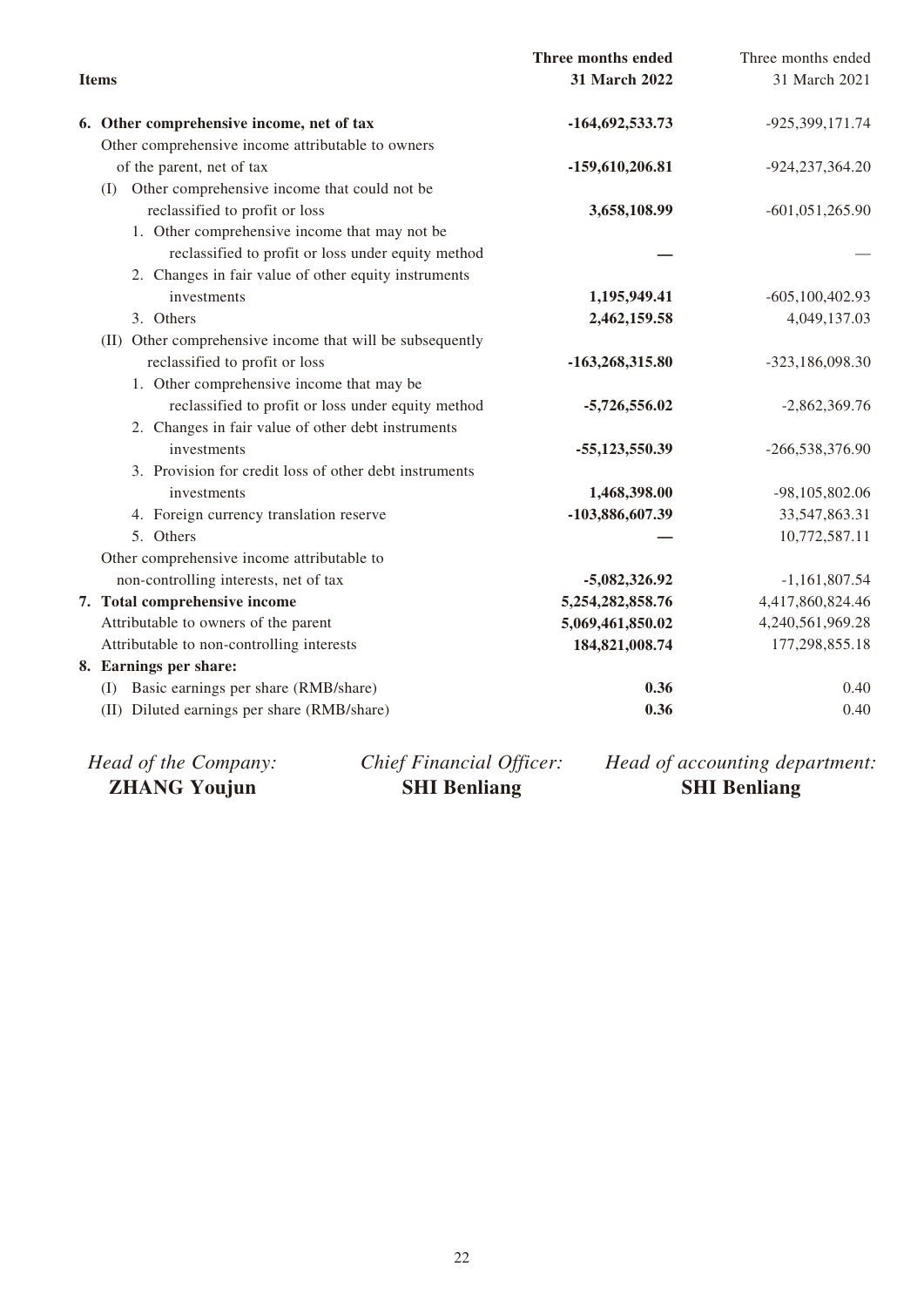| Items | Three months ended 31 March 2022 | Three months ended 31 March 2021 |
|---|---|---|
| **6. Other comprehensive income, net of tax** | **-164,692,533.73** | -925,399,171.74 |
| Other comprehensive income attributable to owners of the parent, net of tax | **-159,610,206.81** | -924,237,364.20 |
| (I) Other comprehensive income that could not be reclassified to profit or loss | **3,658,108.99** | -601,051,265.90 |
| 1. Other comprehensive income that may not be reclassified to profit or loss under equity method | **—** | — |
| 2. Changes in fair value of other equity instruments investments | **1,195,949.41** | -605,100,402.93 |
| 3. Others | **2,462,159.58** | 4,049,137.03 |
| (II) Other comprehensive income that will be subsequently reclassified to profit or loss | **-163,268,315.80** | -323,186,098.30 |
| 1. Other comprehensive income that may be reclassified to profit or loss under equity method | **-5,726,556.02** | -2,862,369.76 |
| 2. Changes in fair value of other debt instruments investments | **-55,123,550.39** | -266,538,376.90 |
| 3. Provision for credit loss of other debt instruments investments | **1,468,398.00** | -98,105,802.06 |
| 4. Foreign currency translation reserve | **-103,886,607.39** | 33,547,863.31 |
| 5. Others | **—** | 10,772,587.11 |
| Other comprehensive income attributable to non-controlling interests, net of tax | **-5,082,326.92** | -1,161,807.54 |
| **7. Total comprehensive income** | **5,254,282,858.76** | 4,417,860,824.46 |
| Attributable to owners of the parent | **5,069,461,850.02** | 4,240,561,969.28 |
| Attributable to non-controlling interests | **184,821,008.74** | 177,298,855.18 |
| **8. Earnings per share:** | | |
| (I) Basic earnings per share (RMB/share) | **0.36** | 0.40 |
| (II) Diluted earnings per share (RMB/share) | **0.36** | 0.40 |

*Head of the Company:* **ZHANG Youjun**

*Chief Financial Officer:* **SHI Benliang**

*Head of accounting department:* **SHI Benliang**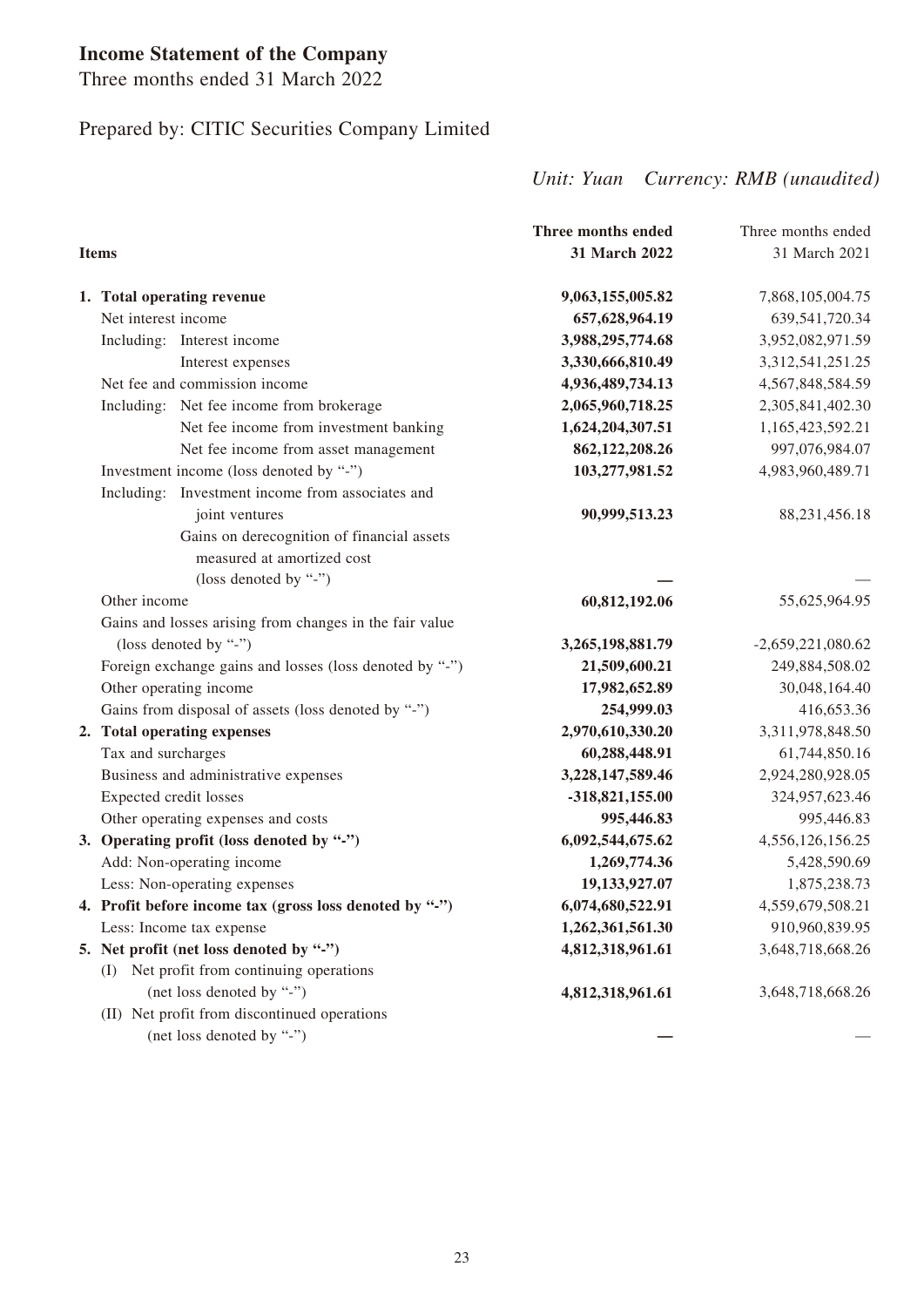# Income Statement of the Company

Three months ended 31 March 2022

Prepared by: CITIC Securities Company Limited

*Unit: Yuan Currency: RMB (unaudited)*

| Items | Three months ended 31 March 2022 | Three months ended 31 March 2021 |
|---|---|---|
| **1. Total operating revenue** | **9,063,155,005.82** | 7,868,105,004.75 |
| Net interest income | **657,628,964.19** | 639,541,720.34 |
| Including: Interest income | **3,988,295,774.68** | 3,952,082,971.59 |
| Interest expenses | **3,330,666,810.49** | 3,312,541,251.25 |
| Net fee and commission income | **4,936,489,734.13** | 4,567,848,584.59 |
| Including: Net fee income from brokerage | **2,065,960,718.25** | 2,305,841,402.30 |
| Net fee income from investment banking | **1,624,204,307.51** | 1,165,423,592.21 |
| Net fee income from asset management | **862,122,208.26** | 997,076,984.07 |
| Investment income (loss denoted by "-") | **103,277,981.52** | 4,983,960,489.71 |
| Including: Investment income from associates and joint ventures | **90,999,513.23** | 88,231,456.18 |
| Gains on derecognition of financial assets measured at amortized cost (loss denoted by "-") | **—** | — |
| Other income | **60,812,192.06** | 55,625,964.95 |
| Gains and losses arising from changes in the fair value (loss denoted by "-") | **3,265,198,881.79** | -2,659,221,080.62 |
| Foreign exchange gains and losses (loss denoted by "-") | **21,509,600.21** | 249,884,508.02 |
| Other operating income | **17,982,652.89** | 30,048,164.40 |
| Gains from disposal of assets (loss denoted by "-") | **254,999.03** | 416,653.36 |
| **2. Total operating expenses** | **2,970,610,330.20** | 3,311,978,848.50 |
| Tax and surcharges | **60,288,448.91** | 61,744,850.16 |
| Business and administrative expenses | **3,228,147,589.46** | 2,924,280,928.05 |
| Expected credit losses | **-318,821,155.00** | 324,957,623.46 |
| Other operating expenses and costs | **995,446.83** | 995,446.83 |
| **3. Operating profit (loss denoted by "-")** | **6,092,544,675.62** | 4,556,126,156.25 |
| Add: Non-operating income | **1,269,774.36** | 5,428,590.69 |
| Less: Non-operating expenses | **19,133,927.07** | 1,875,238.73 |
| **4. Profit before income tax (gross loss denoted by "-")** | **6,074,680,522.91** | 4,559,679,508.21 |
| Less: Income tax expense | **1,262,361,561.30** | 910,960,839.95 |
| **5. Net profit (net loss denoted by "-")** | **4,812,318,961.61** | 3,648,718,668.26 |
| (I) Net profit from continuing operations (net loss denoted by "-") | **4,812,318,961.61** | 3,648,718,668.26 |
| (II) Net profit from discontinued operations (net loss denoted by "-") | **—** | — |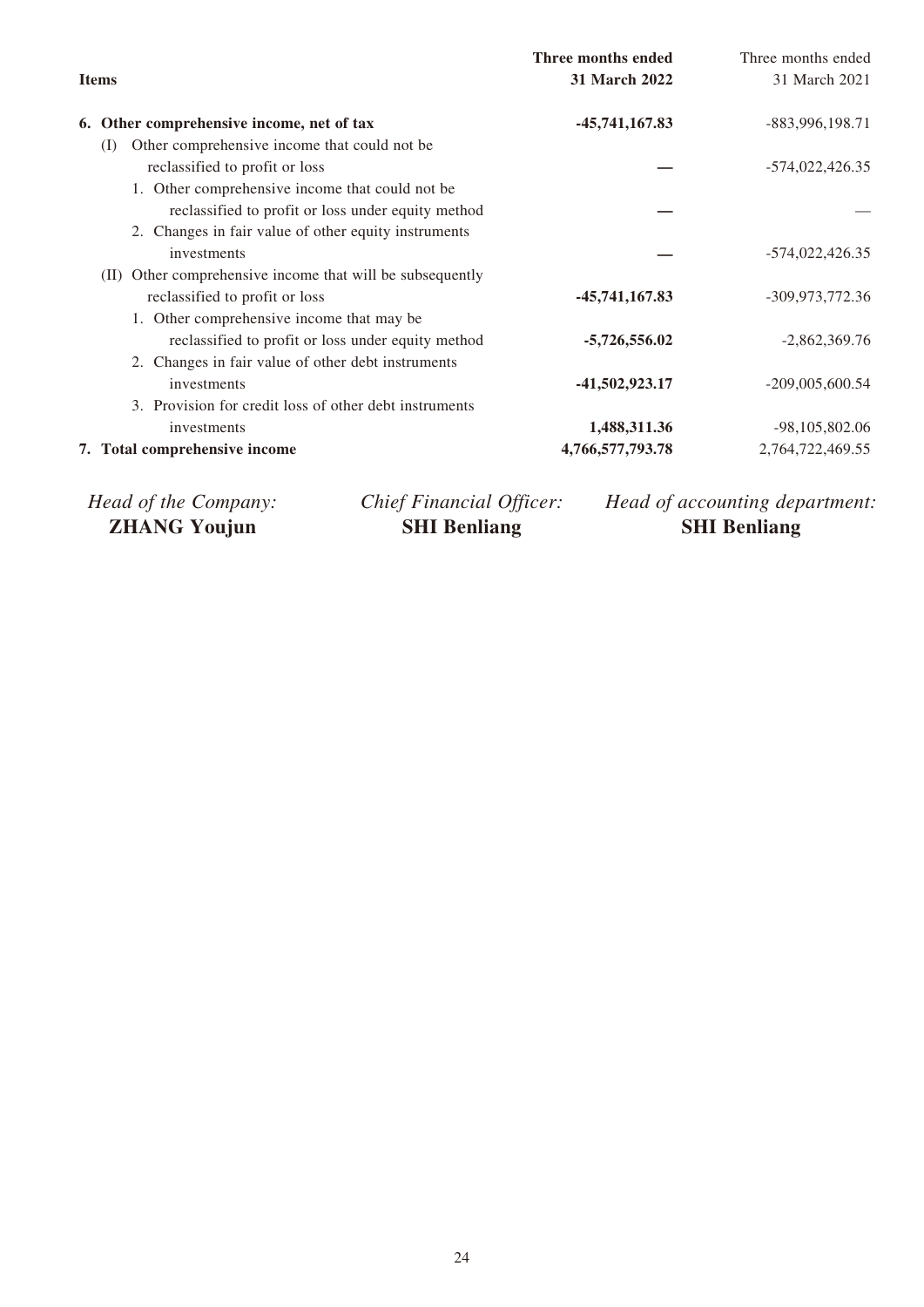| Items | Three months ended 31 March 2022 | Three months ended 31 March 2021 |
|---|---|---|
| **6. Other comprehensive income, net of tax** | **-45,741,167.83** | -883,996,198.71 |
| (I) Other comprehensive income that could not be reclassified to profit or loss | **—** | -574,022,426.35 |
| 1. Other comprehensive income that could not be reclassified to profit or loss under equity method | **—** | — |
| 2. Changes in fair value of other equity instruments investments | **—** | -574,022,426.35 |
| (II) Other comprehensive income that will be subsequently reclassified to profit or loss | **-45,741,167.83** | -309,973,772.36 |
| 1. Other comprehensive income that may be reclassified to profit or loss under equity method | **-5,726,556.02** | -2,862,369.76 |
| 2. Changes in fair value of other debt instruments investments | **-41,502,923.17** | -209,005,600.54 |
| 3. Provision for credit loss of other debt instruments investments | **1,488,311.36** | -98,105,802.06 |
| **7. Total comprehensive income** | **4,766,577,793.78** | 2,764,722,469.55 |

*Head of the Company:*
**ZHANG Youjun**

*Chief Financial Officer:*
**SHI Benliang**

*Head of accounting department:*
**SHI Benliang**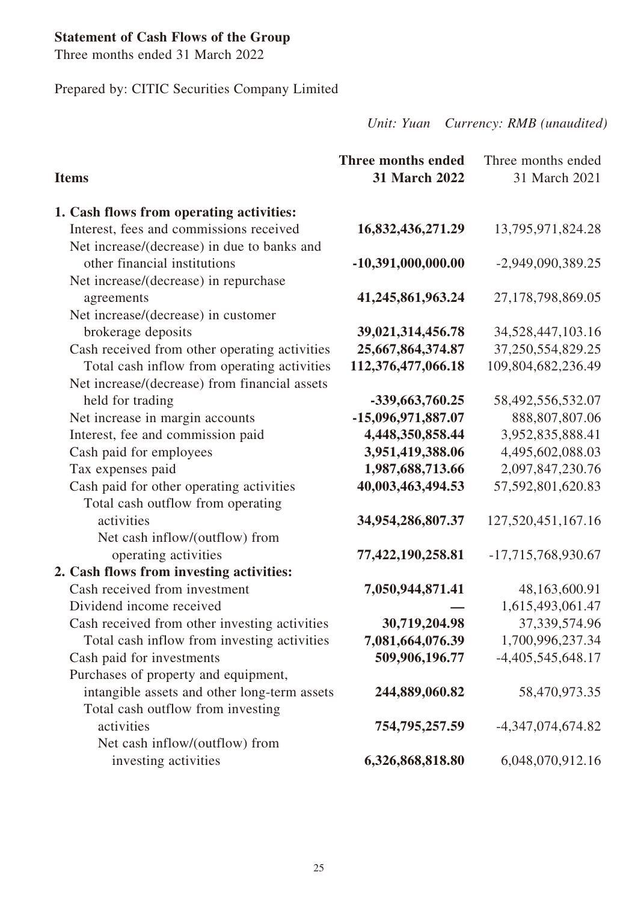**Statement of Cash Flows of the Group**

Three months ended 31 March 2022

Prepared by: CITIC Securities Company Limited

*Unit: Yuan Currency: RMB (unaudited)*

| Items | Three months ended 31 March 2022 | Three months ended 31 March 2021 |
|---|---|---|
| **1. Cash flows from operating activities:** | | |
| Interest, fees and commissions received | **16,832,436,271.29** | 13,795,971,824.28 |
| Net increase/(decrease) in due to banks and other financial institutions | **-10,391,000,000.00** | -2,949,090,389.25 |
| Net increase/(decrease) in repurchase agreements | **41,245,861,963.24** | 27,178,798,869.05 |
| Net increase/(decrease) in customer brokerage deposits | **39,021,314,456.78** | 34,528,447,103.16 |
| Cash received from other operating activities | **25,667,864,374.87** | 37,250,554,829.25 |
| Total cash inflow from operating activities | **112,376,477,066.18** | 109,804,682,236.49 |
| Net increase/(decrease) from financial assets held for trading | **-339,663,760.25** | 58,492,556,532.07 |
| Net increase in margin accounts | **-15,096,971,887.07** | 888,807,807.06 |
| Interest, fee and commission paid | **4,448,350,858.44** | 3,952,835,888.41 |
| Cash paid for employees | **3,951,419,388.06** | 4,495,602,088.03 |
| Tax expenses paid | **1,987,688,713.66** | 2,097,847,230.76 |
| Cash paid for other operating activities | **40,003,463,494.53** | 57,592,801,620.83 |
| Total cash outflow from operating activities | **34,954,286,807.37** | 127,520,451,167.16 |
| Net cash inflow/(outflow) from operating activities | **77,422,190,258.81** | -17,715,768,930.67 |
| **2. Cash flows from investing activities:** | | |
| Cash received from investment | **7,050,944,871.41** | 48,163,600.91 |
| Dividend income received | **—** | 1,615,493,061.47 |
| Cash received from other investing activities | **30,719,204.98** | 37,339,574.96 |
| Total cash inflow from investing activities | **7,081,664,076.39** | 1,700,996,237.34 |
| Cash paid for investments | **509,906,196.77** | -4,405,545,648.17 |
| Purchases of property and equipment, intangible assets and other long-term assets | **244,889,060.82** | 58,470,973.35 |
| Total cash outflow from investing activities | **754,795,257.59** | -4,347,074,674.82 |
| Net cash inflow/(outflow) from investing activities | **6,326,868,818.80** | 6,048,070,912.16 |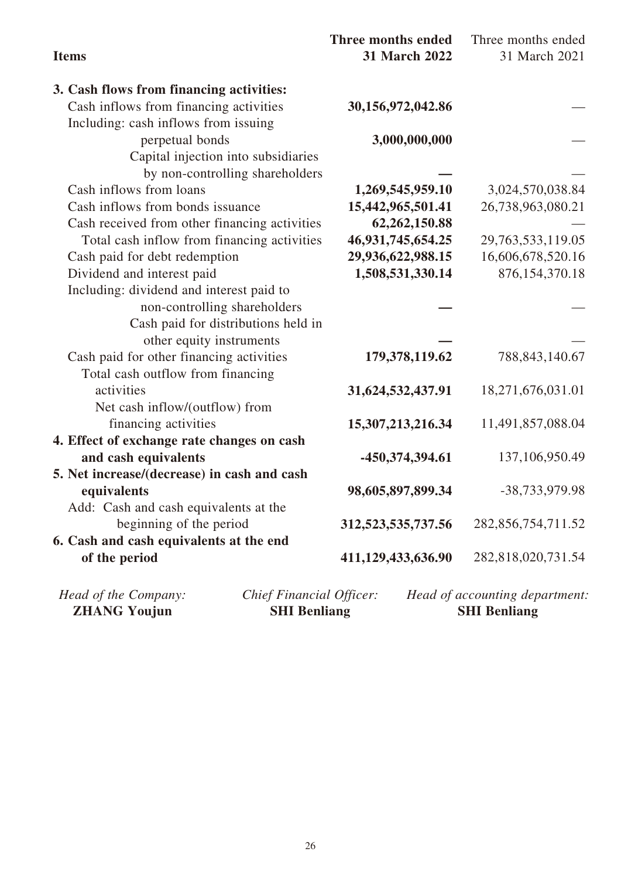| Items | Three months ended 31 March 2022 | Three months ended 31 March 2021 |
|---|---|---|
| **3. Cash flows from financing activities:** | | |
| Cash inflows from financing activities | **30,156,972,042.86** | — |
| Including: cash inflows from issuing perpetual bonds | **3,000,000,000** | — |
| Capital injection into subsidiaries by non-controlling shareholders | **—** | — |
| Cash inflows from loans | **1,269,545,959.10** | 3,024,570,038.84 |
| Cash inflows from bonds issuance | **15,442,965,501.41** | 26,738,963,080.21 |
| Cash received from other financing activities | **62,262,150.88** | — |
| Total cash inflow from financing activities | **46,931,745,654.25** | 29,763,533,119.05 |
| Cash paid for debt redemption | **29,936,622,988.15** | 16,606,678,520.16 |
| Dividend and interest paid | **1,508,531,330.14** | 876,154,370.18 |
| Including: dividend and interest paid to non-controlling shareholders | **—** | — |
| Cash paid for distributions held in other equity instruments | **—** | — |
| Cash paid for other financing activities | **179,378,119.62** | 788,843,140.67 |
| Total cash outflow from financing activities | **31,624,532,437.91** | 18,271,676,031.01 |
| Net cash inflow/(outflow) from financing activities | **15,307,213,216.34** | 11,491,857,088.04 |
| **4. Effect of exchange rate changes on cash and cash equivalents** | **-450,374,394.61** | 137,106,950.49 |
| **5. Net increase/(decrease) in cash and cash equivalents** | **98,605,897,899.34** | -38,733,979.98 |
| Add: Cash and cash equivalents at the beginning of the period | **312,523,535,737.56** | 282,856,754,711.52 |
| **6. Cash and cash equivalents at the end of the period** | **411,129,433,636.90** | 282,818,020,731.54 |

| *Head of the Company:* | *Chief Financial Officer:* | *Head of accounting department:* |
|---|---|---|
| **ZHANG Youjun** | **SHI Benliang** | **SHI Benliang** |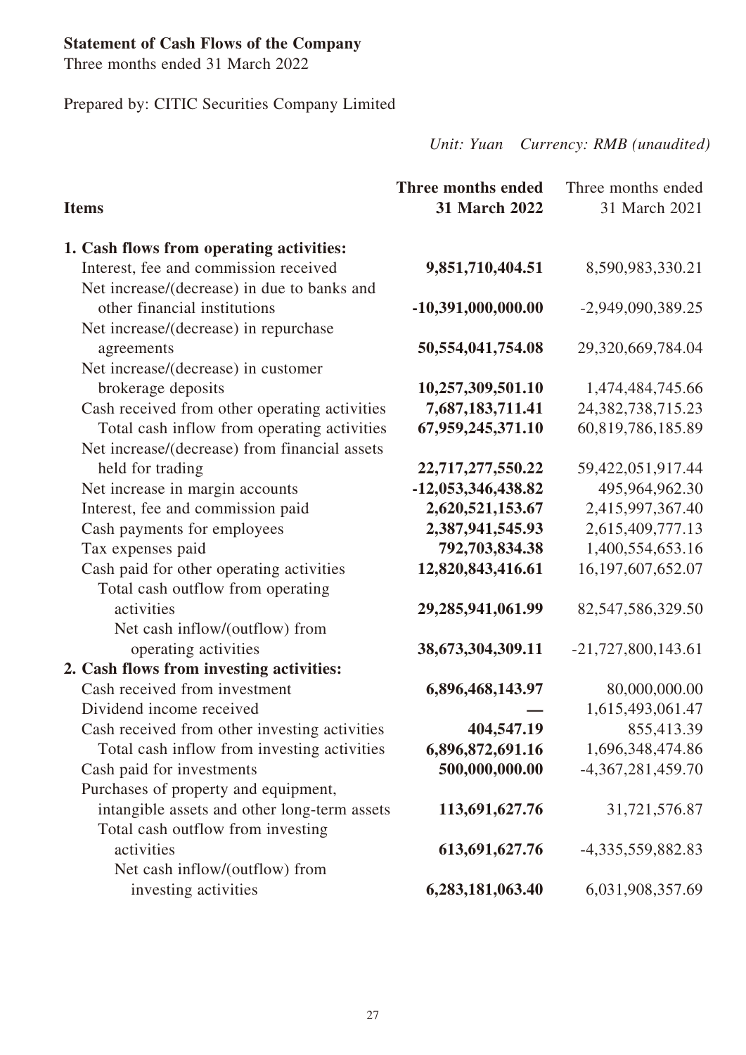**Statement of Cash Flows of the Company**

Three months ended 31 March 2022

Prepared by: CITIC Securities Company Limited

*Unit: Yuan Currency: RMB (unaudited)*

| Items | Three months ended 31 March 2022 | Three months ended 31 March 2021 |
|---|---|---|
| **1. Cash flows from operating activities:** | | |
| Interest, fee and commission received | **9,851,710,404.51** | 8,590,983,330.21 |
| Net increase/(decrease) in due to banks and other financial institutions | **-10,391,000,000.00** | -2,949,090,389.25 |
| Net increase/(decrease) in repurchase agreements | **50,554,041,754.08** | 29,320,669,784.04 |
| Net increase/(decrease) in customer brokerage deposits | **10,257,309,501.10** | 1,474,484,745.66 |
| Cash received from other operating activities | **7,687,183,711.41** | 24,382,738,715.23 |
| Total cash inflow from operating activities | **67,959,245,371.10** | 60,819,786,185.89 |
| Net increase/(decrease) from financial assets held for trading | **22,717,277,550.22** | 59,422,051,917.44 |
| Net increase in margin accounts | **-12,053,346,438.82** | 495,964,962.30 |
| Interest, fee and commission paid | **2,620,521,153.67** | 2,415,997,367.40 |
| Cash payments for employees | **2,387,941,545.93** | 2,615,409,777.13 |
| Tax expenses paid | **792,703,834.38** | 1,400,554,653.16 |
| Cash paid for other operating activities | **12,820,843,416.61** | 16,197,607,652.07 |
| Total cash outflow from operating activities | **29,285,941,061.99** | 82,547,586,329.50 |
| Net cash inflow/(outflow) from operating activities | **38,673,304,309.11** | -21,727,800,143.61 |
| **2. Cash flows from investing activities:** | | |
| Cash received from investment | **6,896,468,143.97** | 80,000,000.00 |
| Dividend income received | **—** | 1,615,493,061.47 |
| Cash received from other investing activities | **404,547.19** | 855,413.39 |
| Total cash inflow from investing activities | **6,896,872,691.16** | 1,696,348,474.86 |
| Cash paid for investments | **500,000,000.00** | -4,367,281,459.70 |
| Purchases of property and equipment, intangible assets and other long-term assets | **113,691,627.76** | 31,721,576.87 |
| Total cash outflow from investing activities | **613,691,627.76** | -4,335,559,882.83 |
| Net cash inflow/(outflow) from investing activities | **6,283,181,063.40** | 6,031,908,357.69 |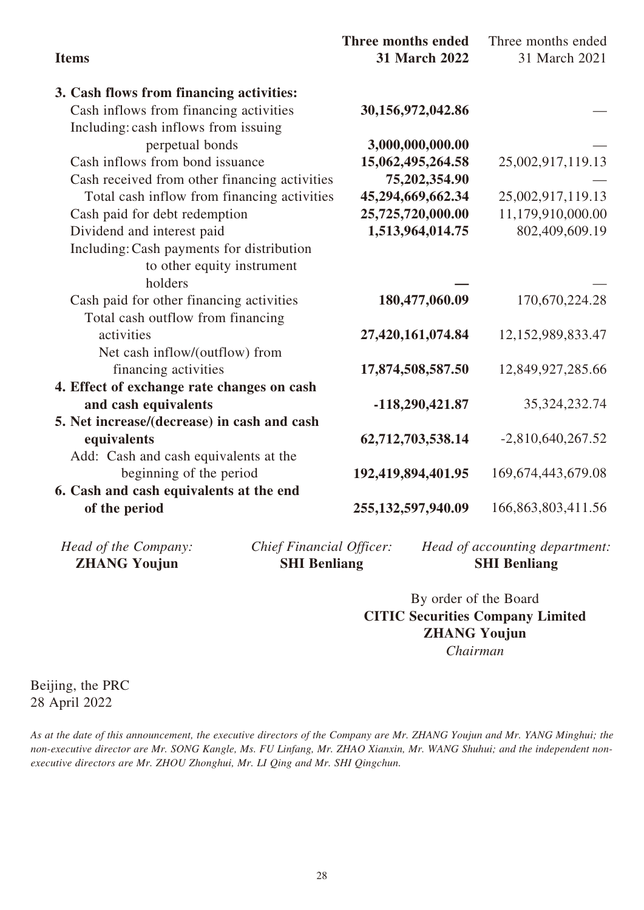| Items | Three months ended 31 March 2022 | Three months ended 31 March 2021 |
|---|---|---|
| **3. Cash flows from financing activities:** | | |
| Cash inflows from financing activities | **30,156,972,042.86** | — |
| Including: cash inflows from issuing perpetual bonds | **3,000,000,000.00** | — |
| Cash inflows from bond issuance | **15,062,495,264.58** | 25,002,917,119.13 |
| Cash received from other financing activities | **75,202,354.90** | — |
| Total cash inflow from financing activities | **45,294,669,662.34** | 25,002,917,119.13 |
| Cash paid for debt redemption | **25,725,720,000.00** | 11,179,910,000.00 |
| Dividend and interest paid | **1,513,964,014.75** | 802,409,609.19 |
| Including: Cash payments for distribution to other equity instrument holders | **—** | — |
| Cash paid for other financing activities | **180,477,060.09** | 170,670,224.28 |
| Total cash outflow from financing activities | **27,420,161,074.84** | 12,152,989,833.47 |
| Net cash inflow/(outflow) from financing activities | **17,874,508,587.50** | 12,849,927,285.66 |
| **4. Effect of exchange rate changes on cash and cash equivalents** | **-118,290,421.87** | 35,324,232.74 |
| **5. Net increase/(decrease) in cash and cash equivalents** | **62,712,703,538.14** | -2,810,640,267.52 |
| Add: Cash and cash equivalents at the beginning of the period | **192,419,894,401.95** | 169,674,443,679.08 |
| **6. Cash and cash equivalents at the end of the period** | **255,132,597,940.09** | 166,863,803,411.56 |

*Head of the Company:* **ZHANG Youjun**

*Chief Financial Officer:* **SHI Benliang**

*Head of accounting department:* **SHI Benliang**

By order of the Board
**CITIC Securities Company Limited**
**ZHANG Youjun**
*Chairman*

Beijing, the PRC
28 April 2022

*As at the date of this announcement, the executive directors of the Company are Mr. ZHANG Youjun and Mr. YANG Minghui; the non-executive director are Mr. SONG Kangle, Ms. FU Linfang, Mr. ZHAO Xianxin, Mr. WANG Shuhui; and the independent non-executive directors are Mr. ZHOU Zhonghui, Mr. LI Qing and Mr. SHI Qingchun.*